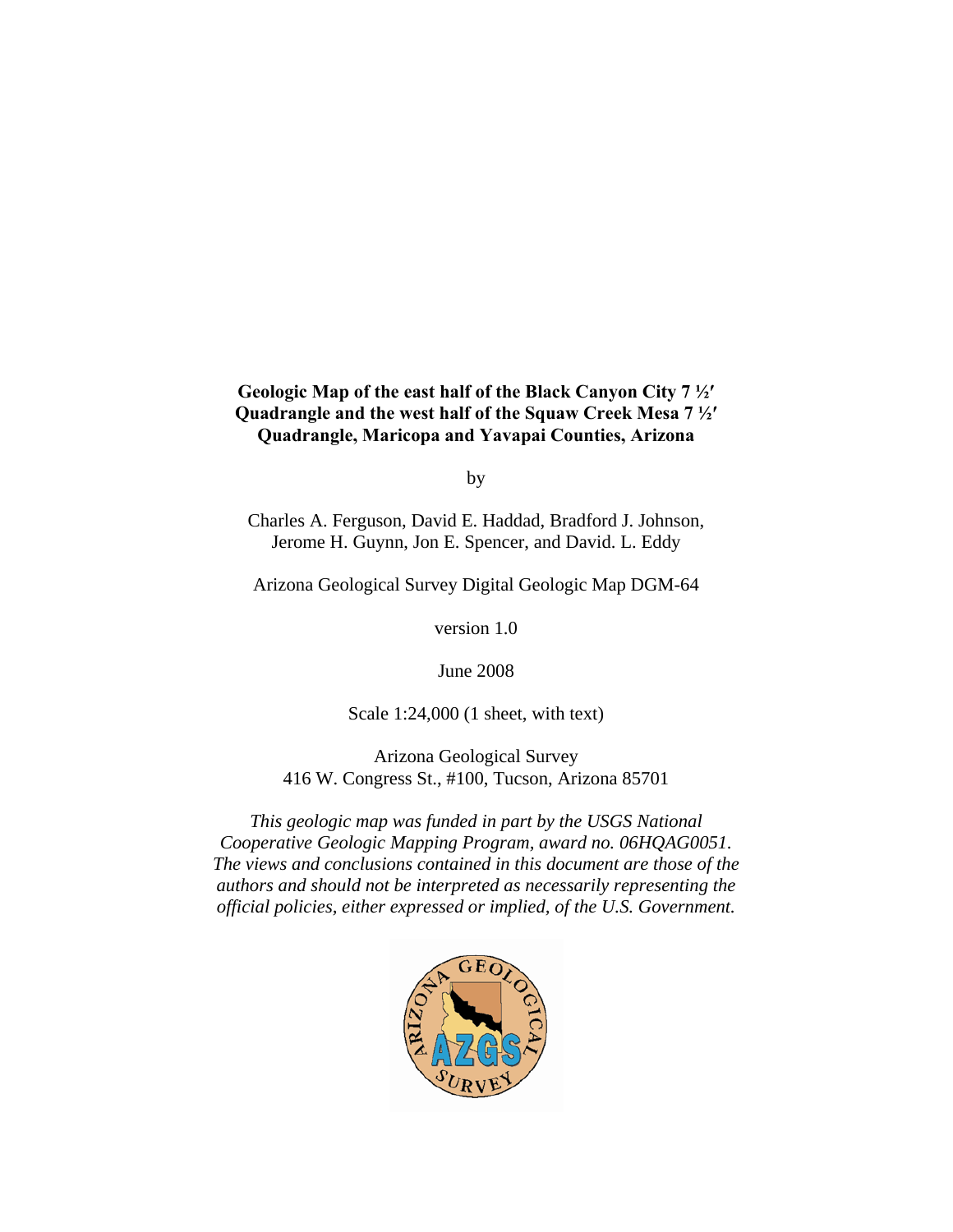# Geologic Map of the east half of the Black Canyon City 7 ½′ Quadrangle and the west half of the Squaw Creek Mesa 7 ½′ Quadrangle, Maricopa and Yavapai Counties, Arizona

by

Charles A. Ferguson, David E. Haddad, Bradford J. Johnson, Jerome H. Guynn, Jon E. Spencer, and David. L. Eddy

Arizona Geological Survey Digital Geologic Map DGM-64

version 1.0

June 2008

Scale 1:24,000 (1 sheet, with text)

Arizona Geological Survey
416 W. Congress St., #100, Tucson, Arizona 85701

*This geologic map was funded in part by the USGS National Cooperative Geologic Mapping Program, award no. 06HQAG0051. The views and conclusions contained in this document are those of the authors and should not be interpreted as necessarily representing the official policies, either expressed or implied, of the U.S. Government.*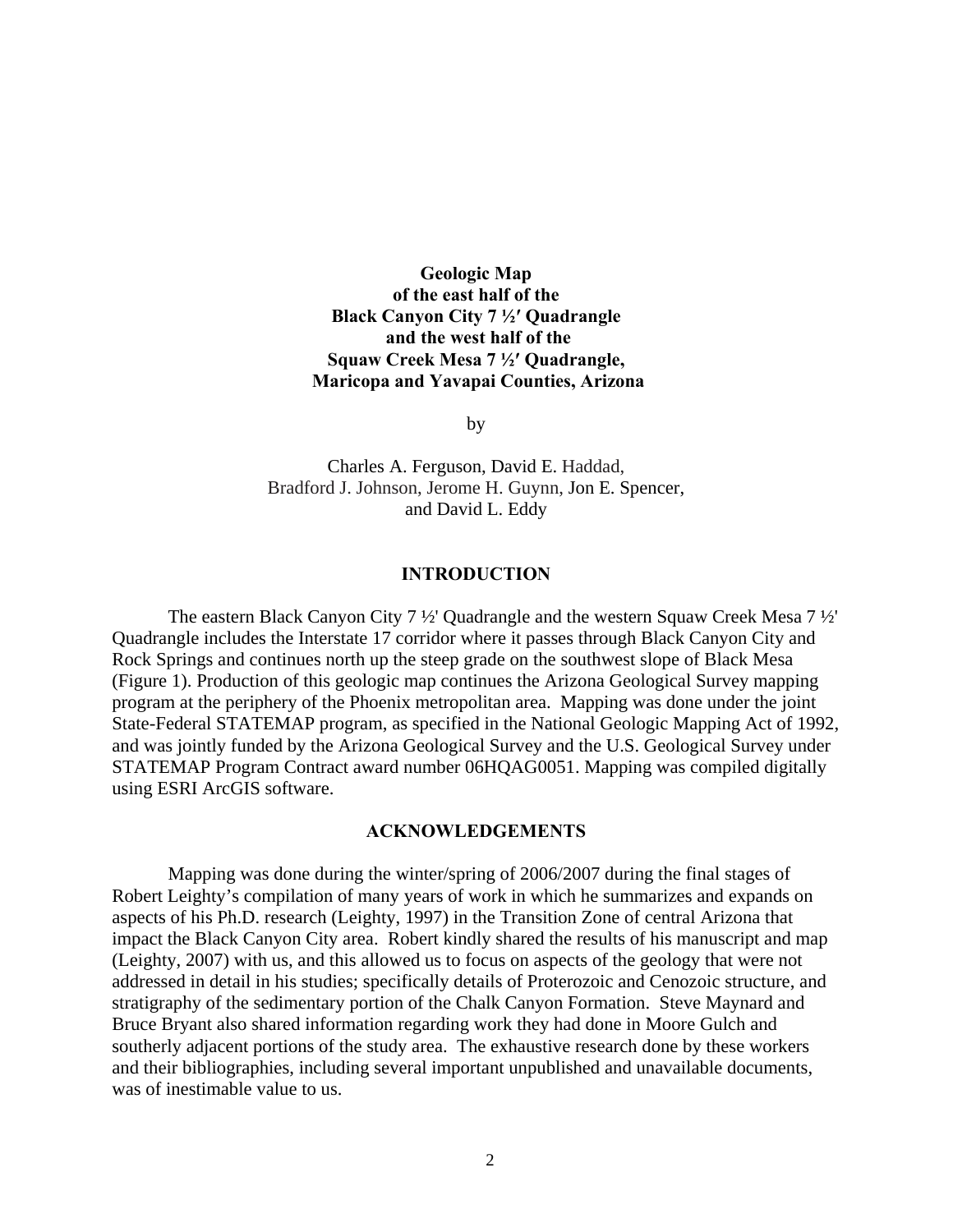# Geologic Map
# of the east half of the
# Black Canyon City 7 ½′ Quadrangle
# and the west half of the
# Squaw Creek Mesa 7 ½′ Quadrangle,
# Maricopa and Yavapai Counties, Arizona

by

Charles A. Ferguson, David E. Haddad,
Bradford J. Johnson, Jerome H. Guynn, Jon E. Spencer,
and David L. Eddy

## INTRODUCTION

The eastern Black Canyon City 7 ½' Quadrangle and the western Squaw Creek Mesa 7 ½' Quadrangle includes the Interstate 17 corridor where it passes through Black Canyon City and Rock Springs and continues north up the steep grade on the southwest slope of Black Mesa (Figure 1). Production of this geologic map continues the Arizona Geological Survey mapping program at the periphery of the Phoenix metropolitan area. Mapping was done under the joint State-Federal STATEMAP program, as specified in the National Geologic Mapping Act of 1992, and was jointly funded by the Arizona Geological Survey and the U.S. Geological Survey under STATEMAP Program Contract award number 06HQAG0051. Mapping was compiled digitally using ESRI ArcGIS software.

## ACKNOWLEDGEMENTS

Mapping was done during the winter/spring of 2006/2007 during the final stages of Robert Leighty's compilation of many years of work in which he summarizes and expands on aspects of his Ph.D. research (Leighty, 1997) in the Transition Zone of central Arizona that impact the Black Canyon City area. Robert kindly shared the results of his manuscript and map (Leighty, 2007) with us, and this allowed us to focus on aspects of the geology that were not addressed in detail in his studies; specifically details of Proterozoic and Cenozoic structure, and stratigraphy of the sedimentary portion of the Chalk Canyon Formation. Steve Maynard and Bruce Bryant also shared information regarding work they had done in Moore Gulch and southerly adjacent portions of the study area. The exhaustive research done by these workers and their bibliographies, including several important unpublished and unavailable documents, was of inestimable value to us.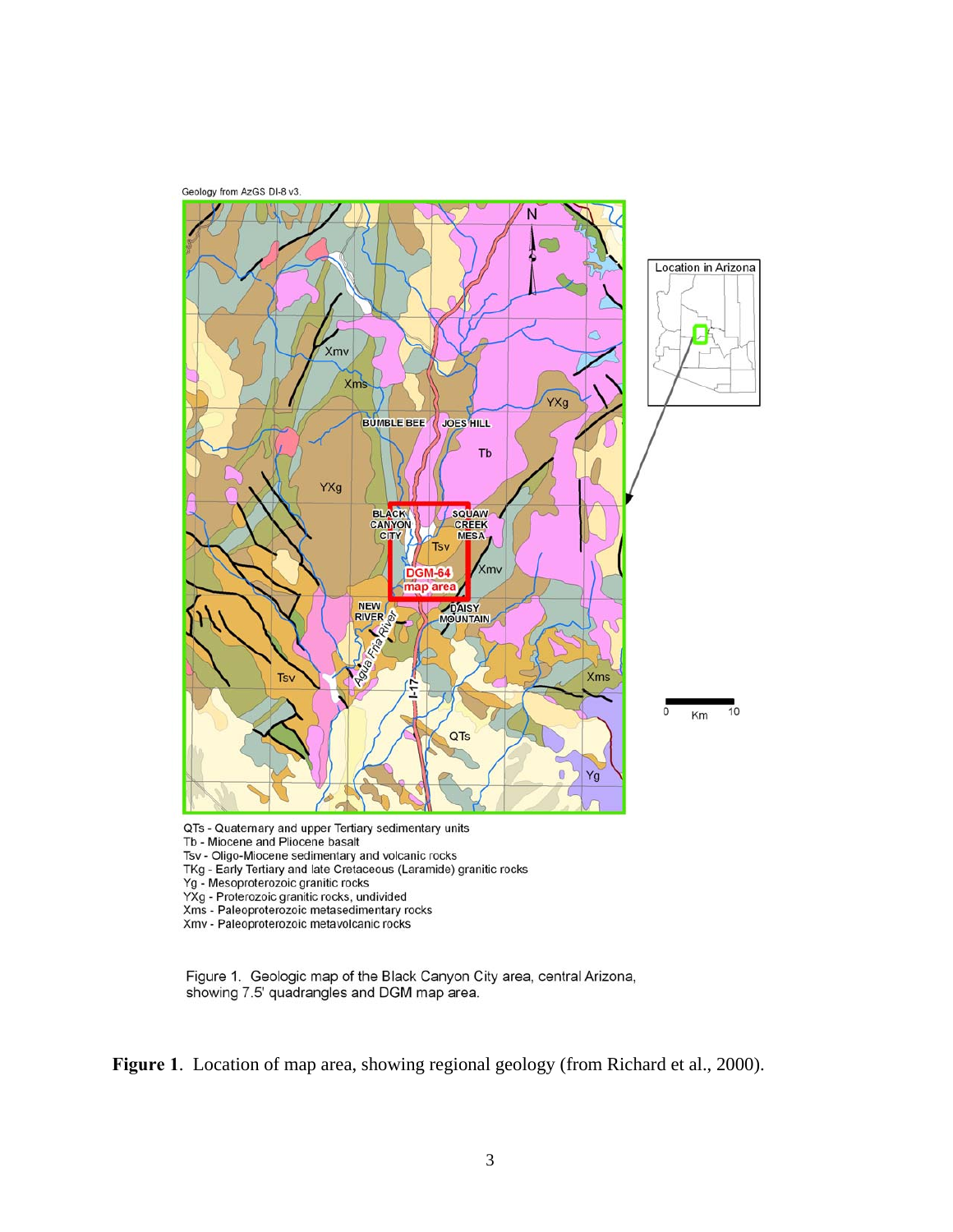Geology from AzGS DI-8 v3.

QTs - Quaternary and upper Tertiary sedimentary units
Tb - Miocene and Pliocene basalt
Tsv - Oligo-Miocene sedimentary and volcanic rocks
TKg - Early Tertiary and late Cretaceous (Laramide) granitic rocks
Yg - Mesoproterozoic granitic rocks
YXg - Proterozoic granitic rocks, undivided
Xms - Paleoproterozoic metasedimentary rocks
Xmv - Paleoproterozoic metavolcanic rocks

Figure 1. Geologic map of the Black Canyon City area, central Arizona, showing 7.5' quadrangles and DGM map area.

**Figure 1**. Location of map area, showing regional geology (from Richard et al., 2000).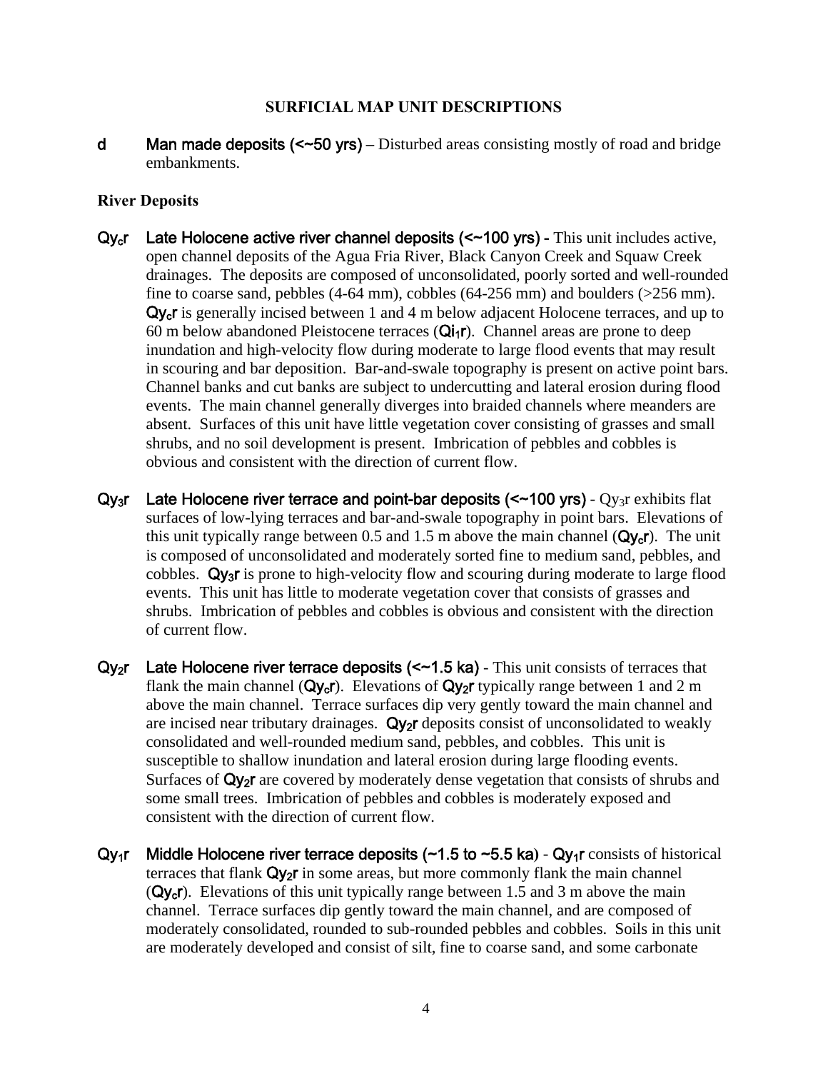## SURFICIAL MAP UNIT DESCRIPTIONS

**d** **Man made deposits (<~50 yrs)** – Disturbed areas consisting mostly of road and bridge embankments.

### River Deposits

**$Qy_cr$** **Late Holocene active river channel deposits (<~100 yrs) -** This unit includes active, open channel deposits of the Agua Fria River, Black Canyon Creek and Squaw Creek drainages. The deposits are composed of unconsolidated, poorly sorted and well-rounded fine to coarse sand, pebbles (4-64 mm), cobbles (64-256 mm) and boulders (>256 mm). **$Qy_cr$** is generally incised between 1 and 4 m below adjacent Holocene terraces, and up to 60 m below abandoned Pleistocene terraces (**$Qi_1r$**). Channel areas are prone to deep inundation and high-velocity flow during moderate to large flood events that may result in scouring and bar deposition. Bar-and-swale topography is present on active point bars. Channel banks and cut banks are subject to undercutting and lateral erosion during flood events. The main channel generally diverges into braided channels where meanders are absent. Surfaces of this unit have little vegetation cover consisting of grasses and small shrubs, and no soil development is present. Imbrication of pebbles and cobbles is obvious and consistent with the direction of current flow.

**$Qy_3r$** **Late Holocene river terrace and point-bar deposits (<~100 yrs)** - $Qy_3r$ exhibits flat surfaces of low-lying terraces and bar-and-swale topography in point bars. Elevations of this unit typically range between 0.5 and 1.5 m above the main channel (**$Qy_cr$**). The unit is composed of unconsolidated and moderately sorted fine to medium sand, pebbles, and cobbles. **$Qy_3r$** is prone to high-velocity flow and scouring during moderate to large flood events. This unit has little to moderate vegetation cover that consists of grasses and shrubs. Imbrication of pebbles and cobbles is obvious and consistent with the direction of current flow.

**$Qy_2r$** **Late Holocene river terrace deposits (<~1.5 ka)** - This unit consists of terraces that flank the main channel (**$Qy_cr$**). Elevations of **$Qy_2r$** typically range between 1 and 2 m above the main channel. Terrace surfaces dip very gently toward the main channel and are incised near tributary drainages. **$Qy_2r$** deposits consist of unconsolidated to weakly consolidated and well-rounded medium sand, pebbles, and cobbles. This unit is susceptible to shallow inundation and lateral erosion during large flooding events. Surfaces of **$Qy_2r$** are covered by moderately dense vegetation that consists of shrubs and some small trees. Imbrication of pebbles and cobbles is moderately exposed and consistent with the direction of current flow.

**$Qy_1r$** **Middle Holocene river terrace deposits (~1.5 to ~5.5 ka)** - **$Qy_1r$** consists of historical terraces that flank **$Qy_2r$** in some areas, but more commonly flank the main channel (**$Qy_cr$**). Elevations of this unit typically range between 1.5 and 3 m above the main channel. Terrace surfaces dip gently toward the main channel, and are composed of moderately consolidated, rounded to sub-rounded pebbles and cobbles. Soils in this unit are moderately developed and consist of silt, fine to coarse sand, and some carbonate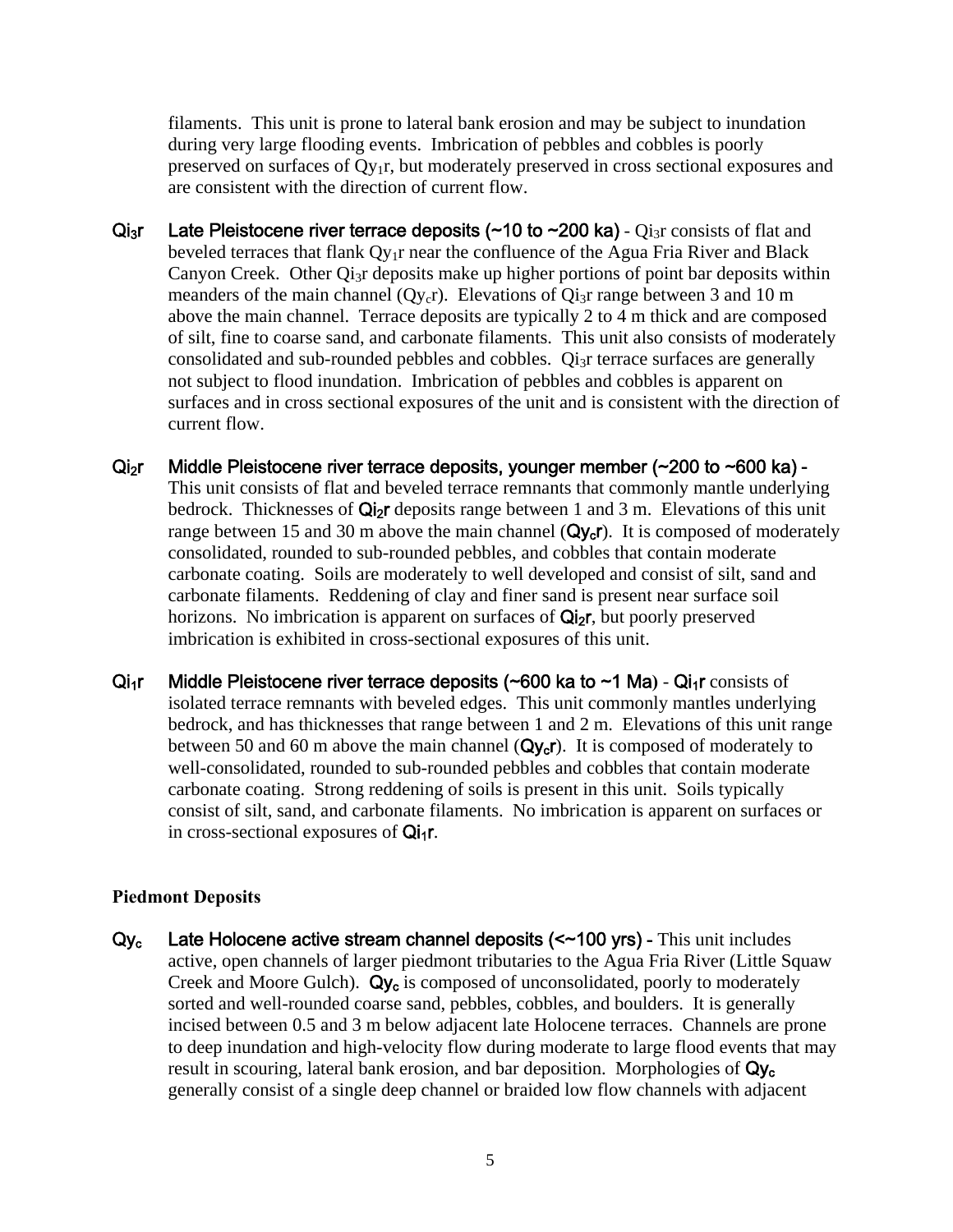filaments. This unit is prone to lateral bank erosion and may be subject to inundation during very large flooding events. Imbrication of pebbles and cobbles is poorly preserved on surfaces of $Qy_1r$, but moderately preserved in cross sectional exposures and are consistent with the direction of current flow.

**$Qi_3r$ Late Pleistocene river terrace deposits (~10 to ~200 ka)** - $Qi_3r$ consists of flat and beveled terraces that flank $Qy_1r$ near the confluence of the Agua Fria River and Black Canyon Creek. Other $Qi_3r$ deposits make up higher portions of point bar deposits within meanders of the main channel ($Qy_cr$). Elevations of $Qi_3r$ range between 3 and 10 m above the main channel. Terrace deposits are typically 2 to 4 m thick and are composed of silt, fine to coarse sand, and carbonate filaments. This unit also consists of moderately consolidated and sub-rounded pebbles and cobbles. $Qi_3r$ terrace surfaces are generally not subject to flood inundation. Imbrication of pebbles and cobbles is apparent on surfaces and in cross sectional exposures of the unit and is consistent with the direction of current flow.

**$Qi_2r$ Middle Pleistocene river terrace deposits, younger member (~200 to ~600 ka)** - This unit consists of flat and beveled terrace remnants that commonly mantle underlying bedrock. Thicknesses of **$Qi_2r$** deposits range between 1 and 3 m. Elevations of this unit range between 15 and 30 m above the main channel (**$Qy_cr$**). It is composed of moderately consolidated, rounded to sub-rounded pebbles, and cobbles that contain moderate carbonate coating. Soils are moderately to well developed and consist of silt, sand and carbonate filaments. Reddening of clay and finer sand is present near surface soil horizons. No imbrication is apparent on surfaces of **$Qi_2r$**, but poorly preserved imbrication is exhibited in cross-sectional exposures of this unit.

**$Qi_1r$ Middle Pleistocene river terrace deposits (~600 ka to ~1 Ma)** - **$Qi_1r$** consists of isolated terrace remnants with beveled edges. This unit commonly mantles underlying bedrock, and has thicknesses that range between 1 and 2 m. Elevations of this unit range between 50 and 60 m above the main channel (**$Qy_cr$**). It is composed of moderately to well-consolidated, rounded to sub-rounded pebbles and cobbles that contain moderate carbonate coating. Strong reddening of soils is present in this unit. Soils typically consist of silt, sand, and carbonate filaments. No imbrication is apparent on surfaces or in cross-sectional exposures of **$Qi_1r$**.

### Piedmont Deposits

**$Qy_c$ Late Holocene active stream channel deposits (<~100 yrs)** - This unit includes active, open channels of larger piedmont tributaries to the Agua Fria River (Little Squaw Creek and Moore Gulch). **$Qy_c$** is composed of unconsolidated, poorly to moderately sorted and well-rounded coarse sand, pebbles, cobbles, and boulders. It is generally incised between 0.5 and 3 m below adjacent late Holocene terraces. Channels are prone to deep inundation and high-velocity flow during moderate to large flood events that may result in scouring, lateral bank erosion, and bar deposition. Morphologies of **$Qy_c$** generally consist of a single deep channel or braided low flow channels with adjacent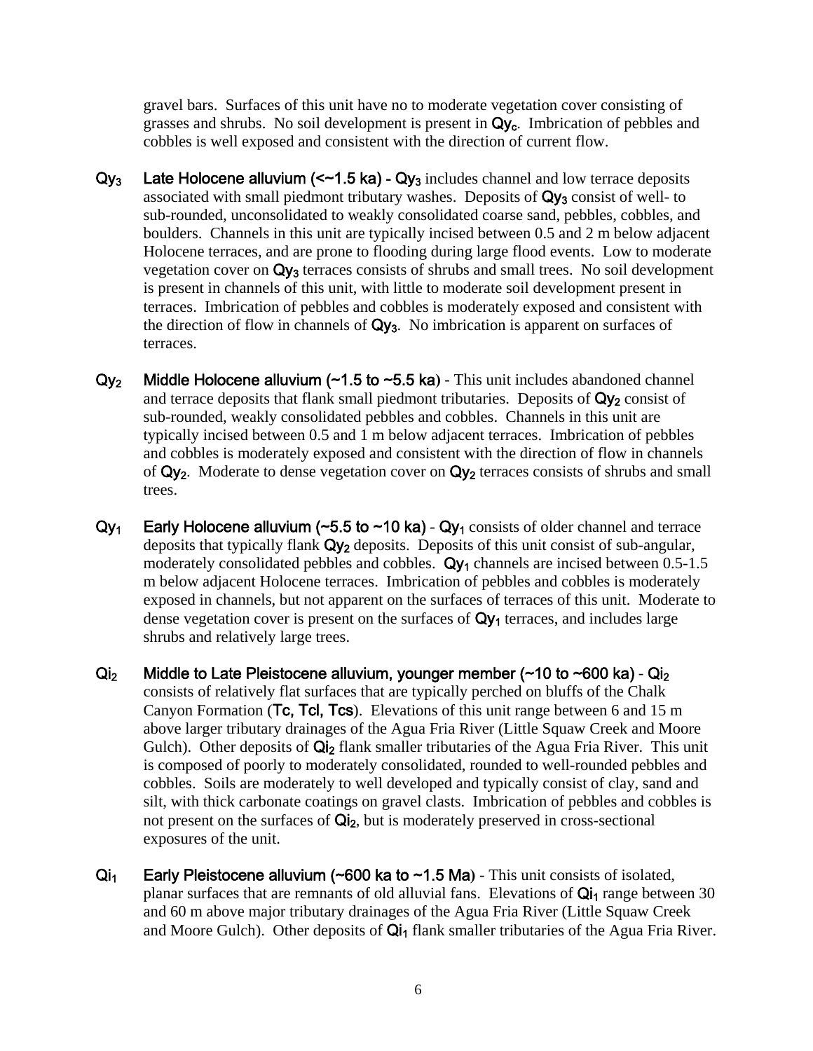gravel bars. Surfaces of this unit have no to moderate vegetation cover consisting of grasses and shrubs. No soil development is present in **$Qy_c$**. Imbrication of pebbles and cobbles is well exposed and consistent with the direction of current flow.

**$Qy_3$** **Late Holocene alluvium (<~1.5 ka) - $Qy_3$** includes channel and low terrace deposits associated with small piedmont tributary washes. Deposits of **$Qy_3$** consist of well- to sub-rounded, unconsolidated to weakly consolidated coarse sand, pebbles, cobbles, and boulders. Channels in this unit are typically incised between 0.5 and 2 m below adjacent Holocene terraces, and are prone to flooding during large flood events. Low to moderate vegetation cover on **$Qy_3$** terraces consists of shrubs and small trees. No soil development is present in channels of this unit, with little to moderate soil development present in terraces. Imbrication of pebbles and cobbles is moderately exposed and consistent with the direction of flow in channels of **$Qy_3$**. No imbrication is apparent on surfaces of terraces.

**$Qy_2$** **Middle Holocene alluvium (~1.5 to ~5.5 ka)** - This unit includes abandoned channel and terrace deposits that flank small piedmont tributaries. Deposits of **$Qy_2$** consist of sub-rounded, weakly consolidated pebbles and cobbles. Channels in this unit are typically incised between 0.5 and 1 m below adjacent terraces. Imbrication of pebbles and cobbles is moderately exposed and consistent with the direction of flow in channels of **$Qy_2$**. Moderate to dense vegetation cover on **$Qy_2$** terraces consists of shrubs and small trees.

**$Qy_1$** **Early Holocene alluvium (~5.5 to ~10 ka)** - **$Qy_1$** consists of older channel and terrace deposits that typically flank **$Qy_2$** deposits. Deposits of this unit consist of sub-angular, moderately consolidated pebbles and cobbles. **$Qy_1$** channels are incised between 0.5-1.5 m below adjacent Holocene terraces. Imbrication of pebbles and cobbles is moderately exposed in channels, but not apparent on the surfaces of terraces of this unit. Moderate to dense vegetation cover is present on the surfaces of **$Qy_1$** terraces, and includes large shrubs and relatively large trees.

**$Qi_2$** **Middle to Late Pleistocene alluvium, younger member (~10 to ~600 ka)** - **$Qi_2$** consists of relatively flat surfaces that are typically perched on bluffs of the Chalk Canyon Formation (**Tc, Tcl, Tcs**). Elevations of this unit range between 6 and 15 m above larger tributary drainages of the Agua Fria River (Little Squaw Creek and Moore Gulch). Other deposits of **$Qi_2$** flank smaller tributaries of the Agua Fria River. This unit is composed of poorly to moderately consolidated, rounded to well-rounded pebbles and cobbles. Soils are moderately to well developed and typically consist of clay, sand and silt, with thick carbonate coatings on gravel clasts. Imbrication of pebbles and cobbles is not present on the surfaces of **$Qi_2$**, but is moderately preserved in cross-sectional exposures of the unit.

**$Qi_1$** **Early Pleistocene alluvium (~600 ka to ~1.5 Ma)** - This unit consists of isolated, planar surfaces that are remnants of old alluvial fans. Elevations of **$Qi_1$** range between 30 and 60 m above major tributary drainages of the Agua Fria River (Little Squaw Creek and Moore Gulch). Other deposits of **$Qi_1$** flank smaller tributaries of the Agua Fria River.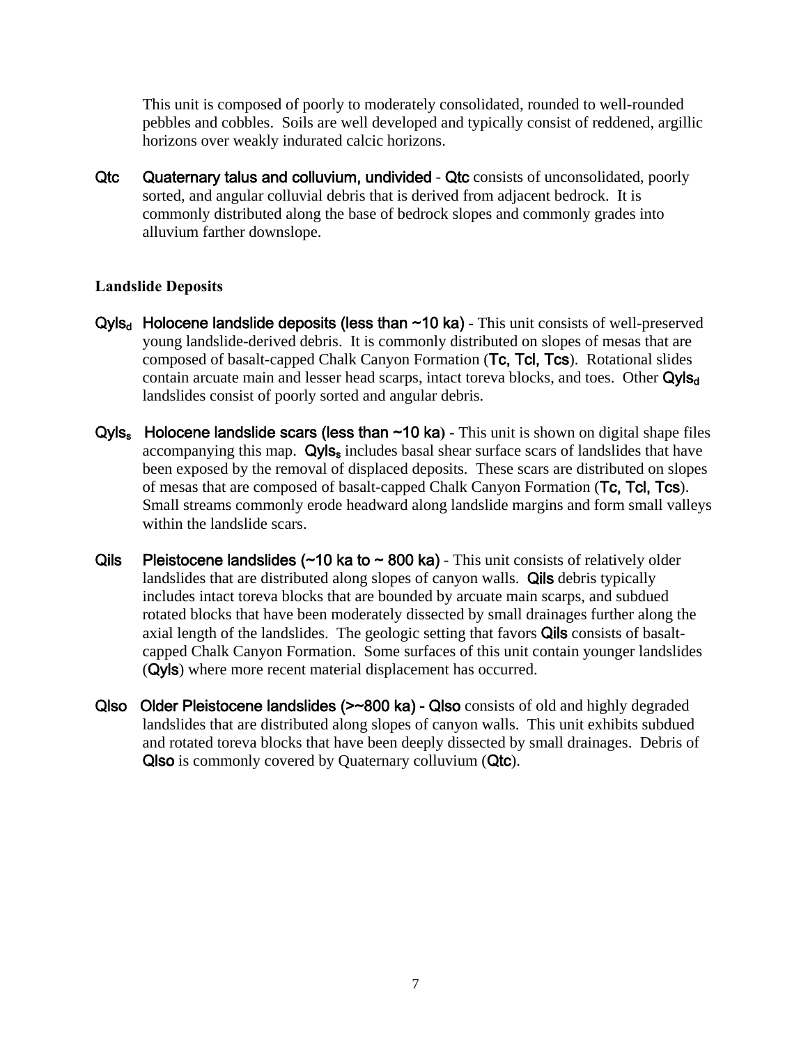This unit is composed of poorly to moderately consolidated, rounded to well-rounded pebbles and cobbles. Soils are well developed and typically consist of reddened, argillic horizons over weakly indurated calcic horizons.

**Qtc** **Quaternary talus and colluvium, undivided** - **Qtc** consists of unconsolidated, poorly sorted, and angular colluvial debris that is derived from adjacent bedrock. It is commonly distributed along the base of bedrock slopes and commonly grades into alluvium farther downslope.

### Landslide Deposits

**Qyls$_d$** **Holocene landslide deposits (less than ~10 ka)** - This unit consists of well-preserved young landslide-derived debris. It is commonly distributed on slopes of mesas that are composed of basalt-capped Chalk Canyon Formation (**Tc, Tcl, Tcs**). Rotational slides contain arcuate main and lesser head scarps, intact toreva blocks, and toes. Other **Qyls$_d$** landslides consist of poorly sorted and angular debris.

**Qyls$_s$** **Holocene landslide scars (less than ~10 ka)** - This unit is shown on digital shape files accompanying this map. **Qyls$_s$** includes basal shear surface scars of landslides that have been exposed by the removal of displaced deposits. These scars are distributed on slopes of mesas that are composed of basalt-capped Chalk Canyon Formation (**Tc, Tcl, Tcs**). Small streams commonly erode headward along landslide margins and form small valleys within the landslide scars.

**Qils** **Pleistocene landslides (~10 ka to ~ 800 ka)** - This unit consists of relatively older landslides that are distributed along slopes of canyon walls. **Qils** debris typically includes intact toreva blocks that are bounded by arcuate main scarps, and subdued rotated blocks that have been moderately dissected by small drainages further along the axial length of the landslides. The geologic setting that favors **Qils** consists of basalt-capped Chalk Canyon Formation. Some surfaces of this unit contain younger landslides (**Qyls**) where more recent material displacement has occurred.

**Qlso** **Older Pleistocene landslides (>~800 ka) - Qlso** consists of old and highly degraded landslides that are distributed along slopes of canyon walls. This unit exhibits subdued and rotated toreva blocks that have been deeply dissected by small drainages. Debris of **Qlso** is commonly covered by Quaternary colluvium (**Qtc**).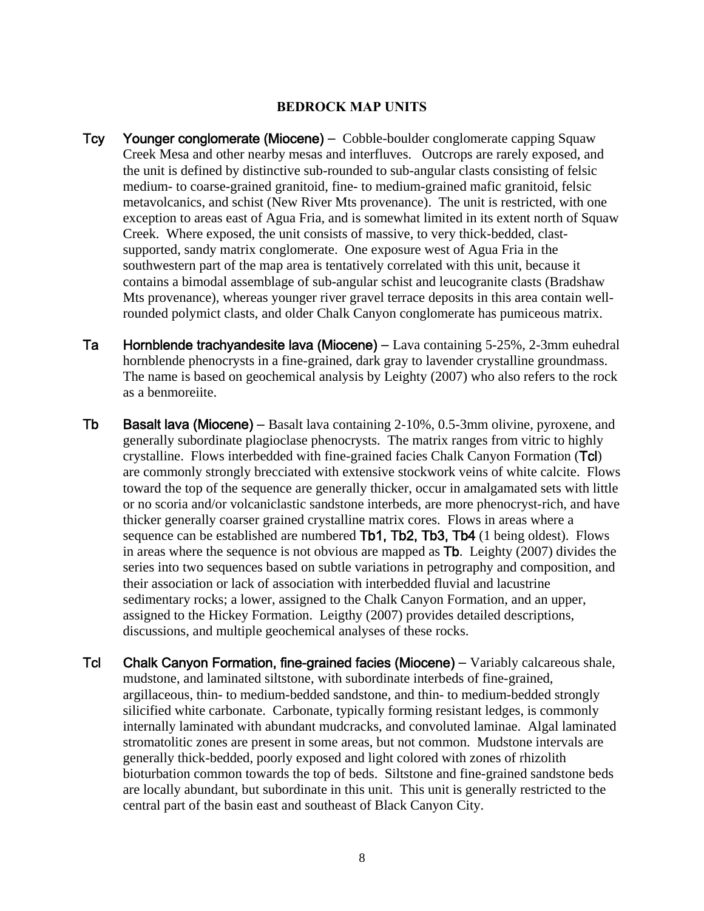## BEDROCK MAP UNITS

**Tcy** **Younger conglomerate (Miocene)** – Cobble-boulder conglomerate capping Squaw Creek Mesa and other nearby mesas and interfluves. Outcrops are rarely exposed, and the unit is defined by distinctive sub-rounded to sub-angular clasts consisting of felsic medium- to coarse-grained granitoid, fine- to medium-grained mafic granitoid, felsic metavolcanics, and schist (New River Mts provenance). The unit is restricted, with one exception to areas east of Agua Fria, and is somewhat limited in its extent north of Squaw Creek. Where exposed, the unit consists of massive, to very thick-bedded, clast-supported, sandy matrix conglomerate. One exposure west of Agua Fria in the southwestern part of the map area is tentatively correlated with this unit, because it contains a bimodal assemblage of sub-angular schist and leucogranite clasts (Bradshaw Mts provenance), whereas younger river gravel terrace deposits in this area contain well-rounded polymict clasts, and older Chalk Canyon conglomerate has pumiceous matrix.

**Ta** **Hornblende trachyandesite lava (Miocene)** – Lava containing 5-25%, 2-3mm euhedral hornblende phenocrysts in a fine-grained, dark gray to lavender crystalline groundmass. The name is based on geochemical analysis by Leighty (2007) who also refers to the rock as a benmoreiite.

**Tb** **Basalt lava (Miocene)** – Basalt lava containing 2-10%, 0.5-3mm olivine, pyroxene, and generally subordinate plagioclase phenocrysts. The matrix ranges from vitric to highly crystalline. Flows interbedded with fine-grained facies Chalk Canyon Formation (**Tcl**) are commonly strongly brecciated with extensive stockwork veins of white calcite. Flows toward the top of the sequence are generally thicker, occur in amalgamated sets with little or no scoria and/or volcaniclastic sandstone interbeds, are more phenocryst-rich, and have thicker generally coarser grained crystalline matrix cores. Flows in areas where a sequence can be established are numbered **Tb1, Tb2, Tb3, Tb4** (1 being oldest). Flows in areas where the sequence is not obvious are mapped as **Tb**. Leighty (2007) divides the series into two sequences based on subtle variations in petrography and composition, and their association or lack of association with interbedded fluvial and lacustrine sedimentary rocks; a lower, assigned to the Chalk Canyon Formation, and an upper, assigned to the Hickey Formation. Leigthy (2007) provides detailed descriptions, discussions, and multiple geochemical analyses of these rocks.

**Tcl** **Chalk Canyon Formation, fine-grained facies (Miocene)** – Variably calcareous shale, mudstone, and laminated siltstone, with subordinate interbeds of fine-grained, argillaceous, thin- to medium-bedded sandstone, and thin- to medium-bedded strongly silicified white carbonate. Carbonate, typically forming resistant ledges, is commonly internally laminated with abundant mudcracks, and convoluted laminae. Algal laminated stromatolitic zones are present in some areas, but not common. Mudstone intervals are generally thick-bedded, poorly exposed and light colored with zones of rhizolith bioturbation common towards the top of beds. Siltstone and fine-grained sandstone beds are locally abundant, but subordinate in this unit. This unit is generally restricted to the central part of the basin east and southeast of Black Canyon City.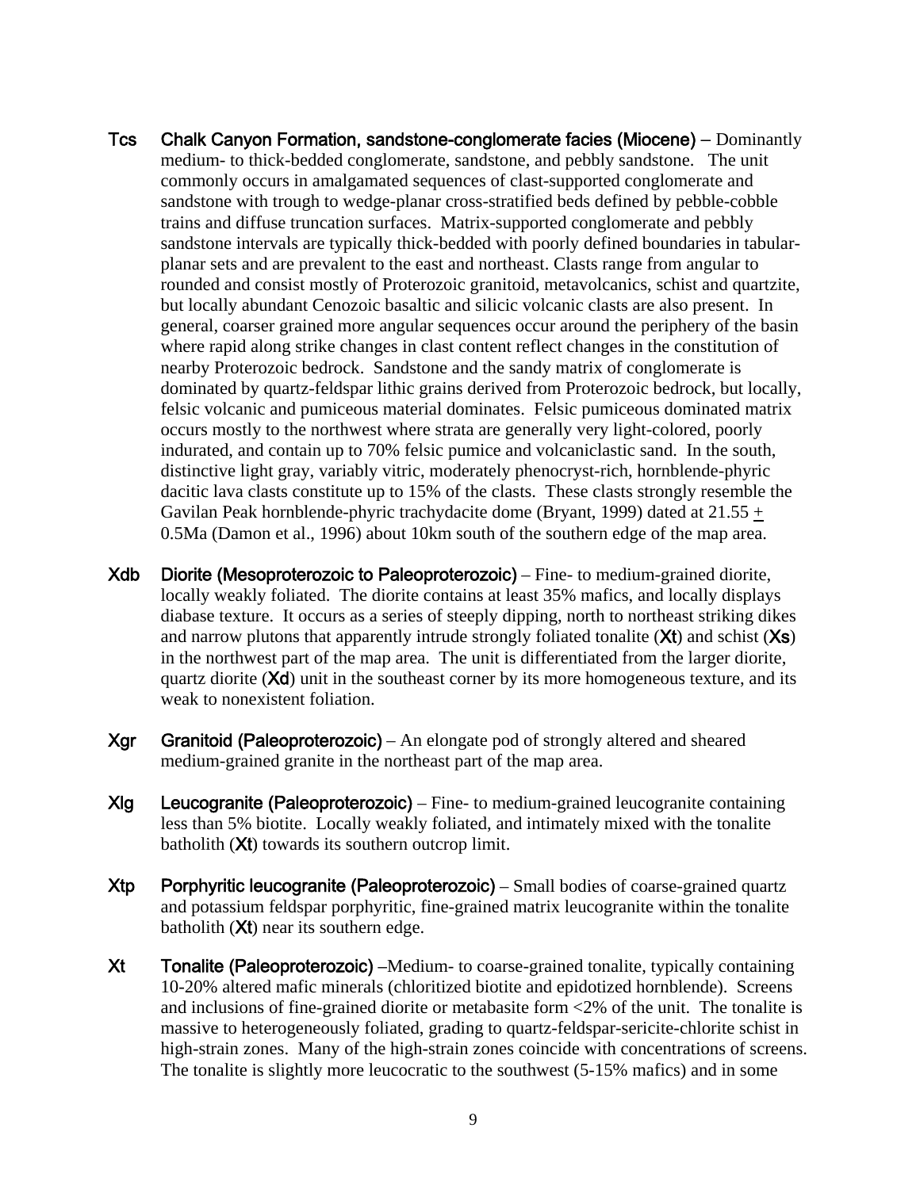**Tcs Chalk Canyon Formation, sandstone-conglomerate facies (Miocene)** – Dominantly medium- to thick-bedded conglomerate, sandstone, and pebbly sandstone. The unit commonly occurs in amalgamated sequences of clast-supported conglomerate and sandstone with trough to wedge-planar cross-stratified beds defined by pebble-cobble trains and diffuse truncation surfaces. Matrix-supported conglomerate and pebbly sandstone intervals are typically thick-bedded with poorly defined boundaries in tabular-planar sets and are prevalent to the east and northeast. Clasts range from angular to rounded and consist mostly of Proterozoic granitoid, metavolcanics, schist and quartzite, but locally abundant Cenozoic basaltic and silicic volcanic clasts are also present. In general, coarser grained more angular sequences occur around the periphery of the basin where rapid along strike changes in clast content reflect changes in the constitution of nearby Proterozoic bedrock. Sandstone and the sandy matrix of conglomerate is dominated by quartz-feldspar lithic grains derived from Proterozoic bedrock, but locally, felsic volcanic and pumiceous material dominates. Felsic pumiceous dominated matrix occurs mostly to the northwest where strata are generally very light-colored, poorly indurated, and contain up to 70% felsic pumice and volcaniclastic sand. In the south, distinctive light gray, variably vitric, moderately phenocryst-rich, hornblende-phyric dacitic lava clasts constitute up to 15% of the clasts. These clasts strongly resemble the Gavilan Peak hornblende-phyric trachydacite dome (Bryant, 1999) dated at 21.55 ± 0.5Ma (Damon et al., 1996) about 10km south of the southern edge of the map area.

**Xdb Diorite (Mesoproterozoic to Paleoproterozoic)** – Fine- to medium-grained diorite, locally weakly foliated. The diorite contains at least 35% mafics, and locally displays diabase texture. It occurs as a series of steeply dipping, north to northeast striking dikes and narrow plutons that apparently intrude strongly foliated tonalite (**Xt**) and schist (**Xs**) in the northwest part of the map area. The unit is differentiated from the larger diorite, quartz diorite (**Xd**) unit in the southeast corner by its more homogeneous texture, and its weak to nonexistent foliation.

**Xgr Granitoid (Paleoproterozoic)** – An elongate pod of strongly altered and sheared medium-grained granite in the northeast part of the map area.

**Xlg Leucogranite (Paleoproterozoic)** – Fine- to medium-grained leucogranite containing less than 5% biotite. Locally weakly foliated, and intimately mixed with the tonalite batholith (**Xt**) towards its southern outcrop limit.

**Xtp Porphyritic leucogranite (Paleoproterozoic)** – Small bodies of coarse-grained quartz and potassium feldspar porphyritic, fine-grained matrix leucogranite within the tonalite batholith (**Xt**) near its southern edge.

**Xt Tonalite (Paleoproterozoic)** –Medium- to coarse-grained tonalite, typically containing 10-20% altered mafic minerals (chloritized biotite and epidotized hornblende). Screens and inclusions of fine-grained diorite or metabasite form <2% of the unit. The tonalite is massive to heterogeneously foliated, grading to quartz-feldspar-sericite-chlorite schist in high-strain zones. Many of the high-strain zones coincide with concentrations of screens. The tonalite is slightly more leucocratic to the southwest (5-15% mafics) and in some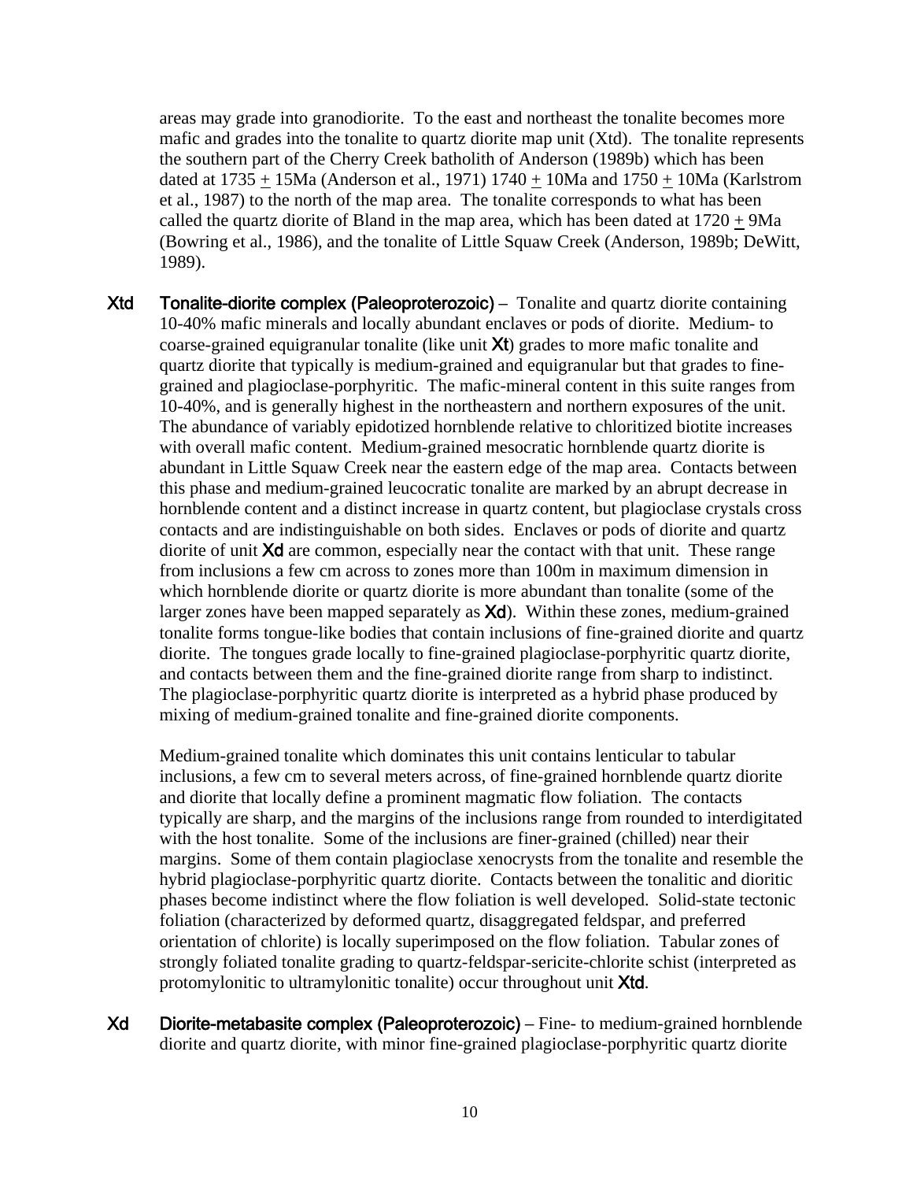areas may grade into granodiorite. To the east and northeast the tonalite becomes more mafic and grades into the tonalite to quartz diorite map unit (Xtd). The tonalite represents the southern part of the Cherry Creek batholith of Anderson (1989b) which has been dated at 1735 ± 15Ma (Anderson et al., 1971) 1740 ± 10Ma and 1750 ± 10Ma (Karlstrom et al., 1987) to the north of the map area. The tonalite corresponds to what has been called the quartz diorite of Bland in the map area, which has been dated at 1720 ± 9Ma (Bowring et al., 1986), and the tonalite of Little Squaw Creek (Anderson, 1989b; DeWitt, 1989).

**Xtd** **Tonalite-diorite complex (Paleoproterozoic)** – Tonalite and quartz diorite containing 10-40% mafic minerals and locally abundant enclaves or pods of diorite. Medium- to coarse-grained equigranular tonalite (like unit **Xt**) grades to more mafic tonalite and quartz diorite that typically is medium-grained and equigranular but that grades to fine-grained and plagioclase-porphyritic. The mafic-mineral content in this suite ranges from 10-40%, and is generally highest in the northeastern and northern exposures of the unit. The abundance of variably epidotized hornblende relative to chloritized biotite increases with overall mafic content. Medium-grained mesocratic hornblende quartz diorite is abundant in Little Squaw Creek near the eastern edge of the map area. Contacts between this phase and medium-grained leucocratic tonalite are marked by an abrupt decrease in hornblende content and a distinct increase in quartz content, but plagioclase crystals cross contacts and are indistinguishable on both sides. Enclaves or pods of diorite and quartz diorite of unit **Xd** are common, especially near the contact with that unit. These range from inclusions a few cm across to zones more than 100m in maximum dimension in which hornblende diorite or quartz diorite is more abundant than tonalite (some of the larger zones have been mapped separately as **Xd**). Within these zones, medium-grained tonalite forms tongue-like bodies that contain inclusions of fine-grained diorite and quartz diorite. The tongues grade locally to fine-grained plagioclase-porphyritic quartz diorite, and contacts between them and the fine-grained diorite range from sharp to indistinct. The plagioclase-porphyritic quartz diorite is interpreted as a hybrid phase produced by mixing of medium-grained tonalite and fine-grained diorite components.

Medium-grained tonalite which dominates this unit contains lenticular to tabular inclusions, a few cm to several meters across, of fine-grained hornblende quartz diorite and diorite that locally define a prominent magmatic flow foliation. The contacts typically are sharp, and the margins of the inclusions range from rounded to interdigitated with the host tonalite. Some of the inclusions are finer-grained (chilled) near their margins. Some of them contain plagioclase xenocrysts from the tonalite and resemble the hybrid plagioclase-porphyritic quartz diorite. Contacts between the tonalitic and dioritic phases become indistinct where the flow foliation is well developed. Solid-state tectonic foliation (characterized by deformed quartz, disaggregated feldspar, and preferred orientation of chlorite) is locally superimposed on the flow foliation. Tabular zones of strongly foliated tonalite grading to quartz-feldspar-sericite-chlorite schist (interpreted as protomylonitic to ultramylonitic tonalite) occur throughout unit **Xtd**.

**Xd** **Diorite-metabasite complex (Paleoproterozoic)** – Fine- to medium-grained hornblende diorite and quartz diorite, with minor fine-grained plagioclase-porphyritic quartz diorite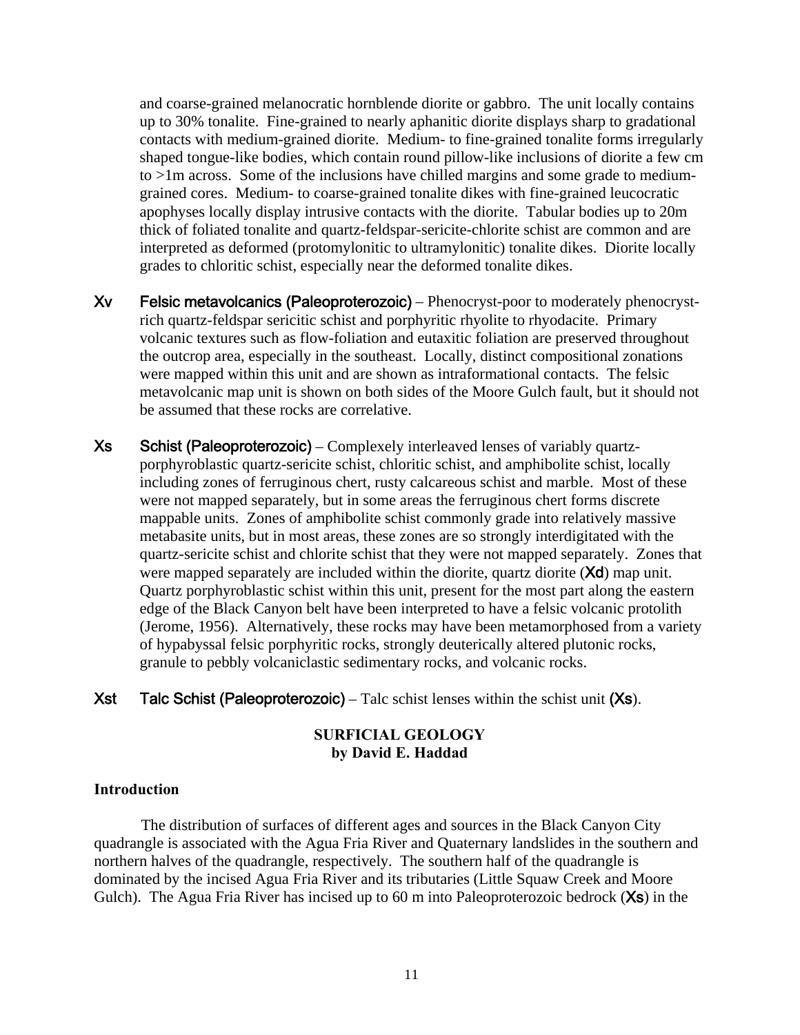and coarse-grained melanocratic hornblende diorite or gabbro. The unit locally contains up to 30% tonalite. Fine-grained to nearly aphanitic diorite displays sharp to gradational contacts with medium-grained diorite. Medium- to fine-grained tonalite forms irregularly shaped tongue-like bodies, which contain round pillow-like inclusions of diorite a few cm to >1m across. Some of the inclusions have chilled margins and some grade to medium-grained cores. Medium- to coarse-grained tonalite dikes with fine-grained leucocratic apophyses locally display intrusive contacts with the diorite. Tabular bodies up to 20m thick of foliated tonalite and quartz-feldspar-sericite-chlorite schist are common and are interpreted as deformed (protomylonitic to ultramylonitic) tonalite dikes. Diorite locally grades to chloritic schist, especially near the deformed tonalite dikes.

**Xv Felsic metavolcanics (Paleoproterozoic)** – Phenocryst-poor to moderately phenocryst-rich quartz-feldspar sericitic schist and porphyritic rhyolite to rhyodacite. Primary volcanic textures such as flow-foliation and eutaxitic foliation are preserved throughout the outcrop area, especially in the southeast. Locally, distinct compositional zonations were mapped within this unit and are shown as intraformational contacts. The felsic metavolcanic map unit is shown on both sides of the Moore Gulch fault, but it should not be assumed that these rocks are correlative.

**Xs Schist (Paleoproterozoic)** – Complexely interleaved lenses of variably quartz-porphyroblastic quartz-sericite schist, chloritic schist, and amphibolite schist, locally including zones of ferruginous chert, rusty calcareous schist and marble. Most of these were not mapped separately, but in some areas the ferruginous chert forms discrete mappable units. Zones of amphibolite schist commonly grade into relatively massive metabasite units, but in most areas, these zones are so strongly interdigitated with the quartz-sericite schist and chlorite schist that they were not mapped separately. Zones that were mapped separately are included within the diorite, quartz diorite (**Xd**) map unit. Quartz porphyroblastic schist within this unit, present for the most part along the eastern edge of the Black Canyon belt have been interpreted to have a felsic volcanic protolith (Jerome, 1956). Alternatively, these rocks may have been metamorphosed from a variety of hypabyssal felsic porphyritic rocks, strongly deuterically altered plutonic rocks, granule to pebbly volcaniclastic sedimentary rocks, and volcanic rocks.

**Xst Talc Schist (Paleoproterozoic)** – Talc schist lenses within the schist unit (**Xs**).

## SURFICIAL GEOLOGY
**by David E. Haddad**

### Introduction

The distribution of surfaces of different ages and sources in the Black Canyon City quadrangle is associated with the Agua Fria River and Quaternary landslides in the southern and northern halves of the quadrangle, respectively. The southern half of the quadrangle is dominated by the incised Agua Fria River and its tributaries (Little Squaw Creek and Moore Gulch). The Agua Fria River has incised up to 60 m into Paleoproterozoic bedrock (**Xs**) in the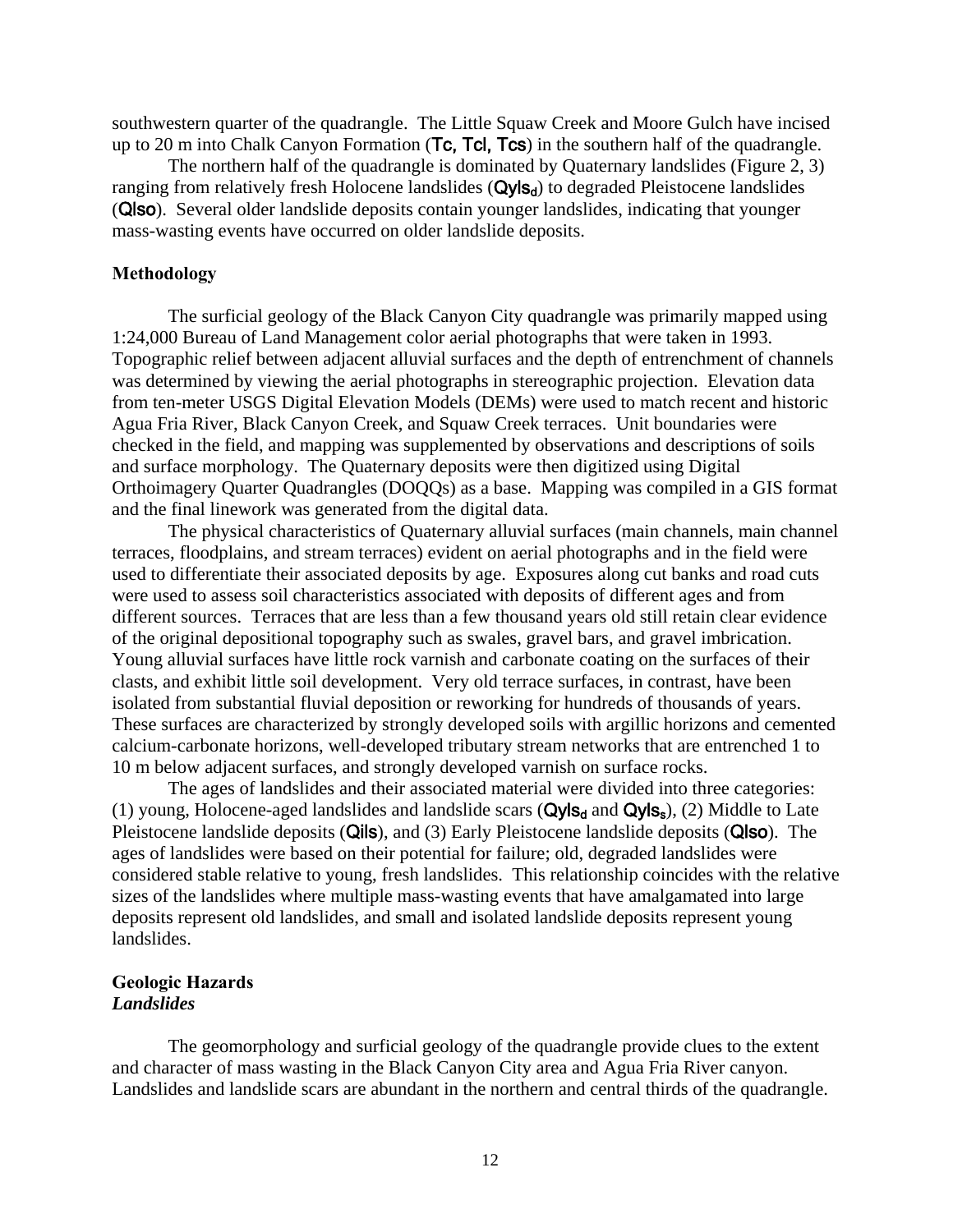southwestern quarter of the quadrangle. The Little Squaw Creek and Moore Gulch have incised up to 20 m into Chalk Canyon Formation (**Tc, Tcl, Tcs**) in the southern half of the quadrangle.

The northern half of the quadrangle is dominated by Quaternary landslides (Figure 2, 3) ranging from relatively fresh Holocene landslides (**Qyls$_d$**) to degraded Pleistocene landslides (**Qlso**). Several older landslide deposits contain younger landslides, indicating that younger mass-wasting events have occurred on older landslide deposits.

## Methodology

The surficial geology of the Black Canyon City quadrangle was primarily mapped using 1:24,000 Bureau of Land Management color aerial photographs that were taken in 1993. Topographic relief between adjacent alluvial surfaces and the depth of entrenchment of channels was determined by viewing the aerial photographs in stereographic projection. Elevation data from ten-meter USGS Digital Elevation Models (DEMs) were used to match recent and historic Agua Fria River, Black Canyon Creek, and Squaw Creek terraces. Unit boundaries were checked in the field, and mapping was supplemented by observations and descriptions of soils and surface morphology. The Quaternary deposits were then digitized using Digital Orthoimagery Quarter Quadrangles (DOQQs) as a base. Mapping was compiled in a GIS format and the final linework was generated from the digital data.

The physical characteristics of Quaternary alluvial surfaces (main channels, main channel terraces, floodplains, and stream terraces) evident on aerial photographs and in the field were used to differentiate their associated deposits by age. Exposures along cut banks and road cuts were used to assess soil characteristics associated with deposits of different ages and from different sources. Terraces that are less than a few thousand years old still retain clear evidence of the original depositional topography such as swales, gravel bars, and gravel imbrication. Young alluvial surfaces have little rock varnish and carbonate coating on the surfaces of their clasts, and exhibit little soil development. Very old terrace surfaces, in contrast, have been isolated from substantial fluvial deposition or reworking for hundreds of thousands of years. These surfaces are characterized by strongly developed soils with argillic horizons and cemented calcium-carbonate horizons, well-developed tributary stream networks that are entrenched 1 to 10 m below adjacent surfaces, and strongly developed varnish on surface rocks.

The ages of landslides and their associated material were divided into three categories: (1) young, Holocene-aged landslides and landslide scars (**Qyls$_d$** and **Qyls$_s$**), (2) Middle to Late Pleistocene landslide deposits (**Qils**), and (3) Early Pleistocene landslide deposits (**Qlso**). The ages of landslides were based on their potential for failure; old, degraded landslides were considered stable relative to young, fresh landslides. This relationship coincides with the relative sizes of the landslides where multiple mass-wasting events that have amalgamated into large deposits represent old landslides, and small and isolated landslide deposits represent young landslides.

## Geologic Hazards

### *Landslides*

The geomorphology and surficial geology of the quadrangle provide clues to the extent and character of mass wasting in the Black Canyon City area and Agua Fria River canyon. Landslides and landslide scars are abundant in the northern and central thirds of the quadrangle.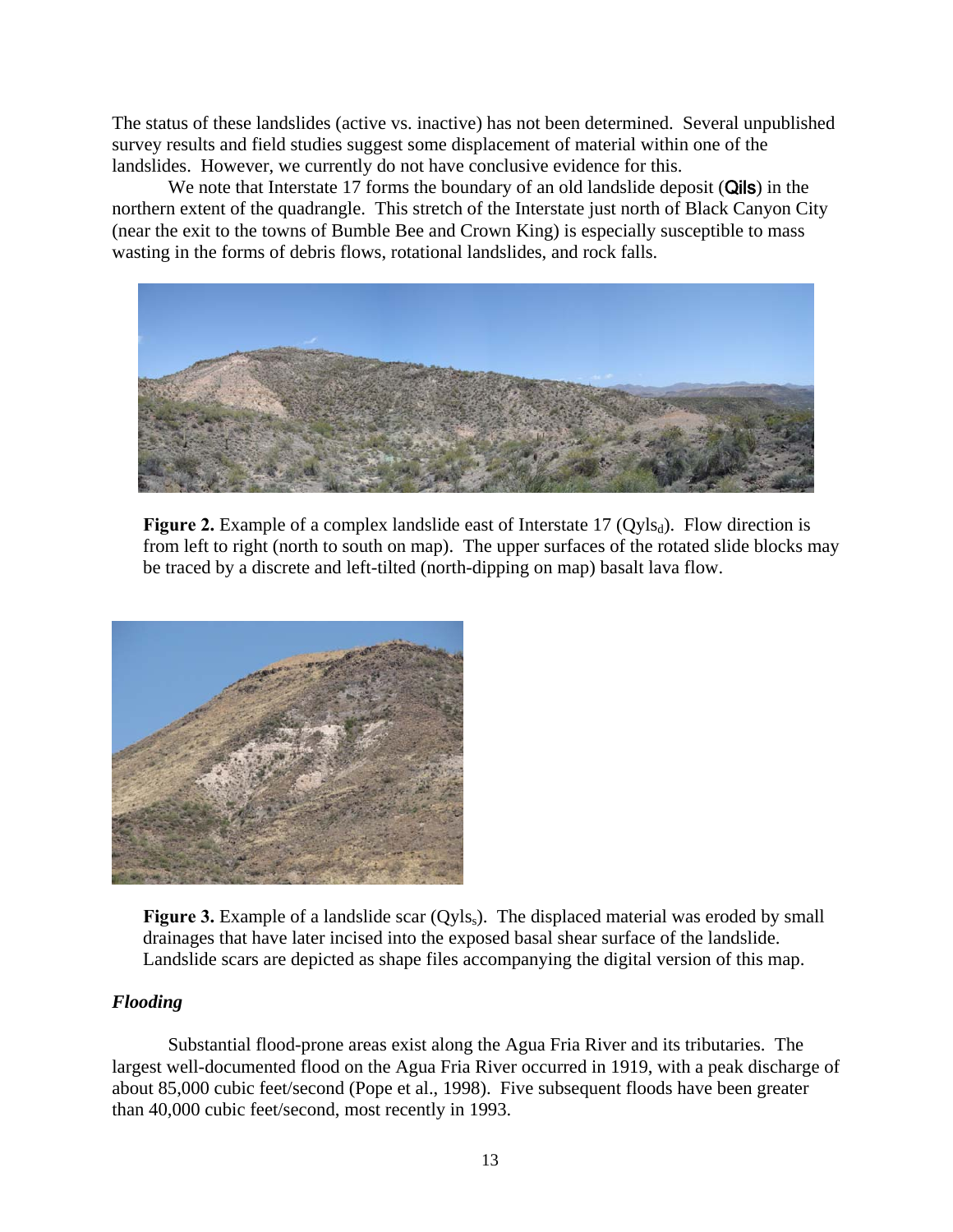The status of these landslides (active vs. inactive) has not been determined. Several unpublished survey results and field studies suggest some displacement of material within one of the landslides. However, we currently do not have conclusive evidence for this.

We note that Interstate 17 forms the boundary of an old landslide deposit (**Qils**) in the northern extent of the quadrangle. This stretch of the Interstate just north of Black Canyon City (near the exit to the towns of Bumble Bee and Crown King) is especially susceptible to mass wasting in the forms of debris flows, rotational landslides, and rock falls.

**Figure 2.** Example of a complex landslide east of Interstate 17 ($Qyls_d$). Flow direction is from left to right (north to south on map). The upper surfaces of the rotated slide blocks may be traced by a discrete and left-tilted (north-dipping on map) basalt lava flow.

**Figure 3.** Example of a landslide scar ($Qyls_s$). The displaced material was eroded by small drainages that have later incised into the exposed basal shear surface of the landslide. Landslide scars are depicted as shape files accompanying the digital version of this map.

### *Flooding*

Substantial flood-prone areas exist along the Agua Fria River and its tributaries. The largest well-documented flood on the Agua Fria River occurred in 1919, with a peak discharge of about 85,000 cubic feet/second (Pope et al., 1998). Five subsequent floods have been greater than 40,000 cubic feet/second, most recently in 1993.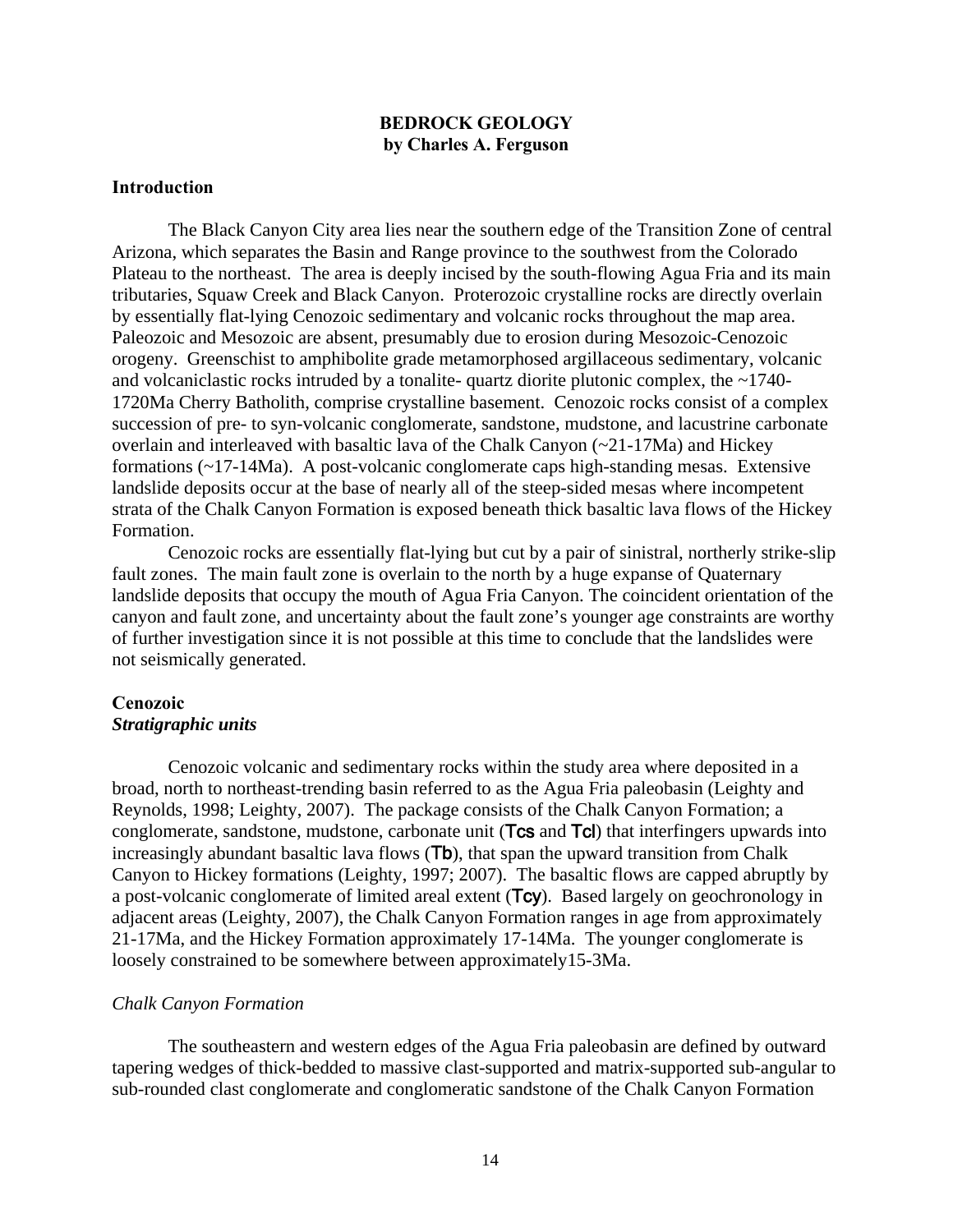# BEDROCK GEOLOGY
**by Charles A. Ferguson**

## Introduction

The Black Canyon City area lies near the southern edge of the Transition Zone of central Arizona, which separates the Basin and Range province to the southwest from the Colorado Plateau to the northeast. The area is deeply incised by the south-flowing Agua Fria and its main tributaries, Squaw Creek and Black Canyon. Proterozoic crystalline rocks are directly overlain by essentially flat-lying Cenozoic sedimentary and volcanic rocks throughout the map area. Paleozoic and Mesozoic are absent, presumably due to erosion during Mesozoic-Cenozoic orogeny. Greenschist to amphibolite grade metamorphosed argillaceous sedimentary, volcanic and volcaniclastic rocks intruded by a tonalite- quartz diorite plutonic complex, the ~1740-1720Ma Cherry Batholith, comprise crystalline basement. Cenozoic rocks consist of a complex succession of pre- to syn-volcanic conglomerate, sandstone, mudstone, and lacustrine carbonate overlain and interleaved with basaltic lava of the Chalk Canyon (~21-17Ma) and Hickey formations (~17-14Ma). A post-volcanic conglomerate caps high-standing mesas. Extensive landslide deposits occur at the base of nearly all of the steep-sided mesas where incompetent strata of the Chalk Canyon Formation is exposed beneath thick basaltic lava flows of the Hickey Formation.

Cenozoic rocks are essentially flat-lying but cut by a pair of sinistral, northerly strike-slip fault zones. The main fault zone is overlain to the north by a huge expanse of Quaternary landslide deposits that occupy the mouth of Agua Fria Canyon. The coincident orientation of the canyon and fault zone, and uncertainty about the fault zone's younger age constraints are worthy of further investigation since it is not possible at this time to conclude that the landslides were not seismically generated.

## Cenozoic
### *Stratigraphic units*

Cenozoic volcanic and sedimentary rocks within the study area where deposited in a broad, north to northeast-trending basin referred to as the Agua Fria paleobasin (Leighty and Reynolds, 1998; Leighty, 2007). The package consists of the Chalk Canyon Formation; a conglomerate, sandstone, mudstone, carbonate unit (**Tcs** and **Tcl**) that interfingers upwards into increasingly abundant basaltic lava flows (**Tb**), that span the upward transition from Chalk Canyon to Hickey formations (Leighty, 1997; 2007). The basaltic flows are capped abruptly by a post-volcanic conglomerate of limited areal extent (**Tcy**). Based largely on geochronology in adjacent areas (Leighty, 2007), the Chalk Canyon Formation ranges in age from approximately 21-17Ma, and the Hickey Formation approximately 17-14Ma. The younger conglomerate is loosely constrained to be somewhere between approximately15-3Ma.

#### *Chalk Canyon Formation*

The southeastern and western edges of the Agua Fria paleobasin are defined by outward tapering wedges of thick-bedded to massive clast-supported and matrix-supported sub-angular to sub-rounded clast conglomerate and conglomeratic sandstone of the Chalk Canyon Formation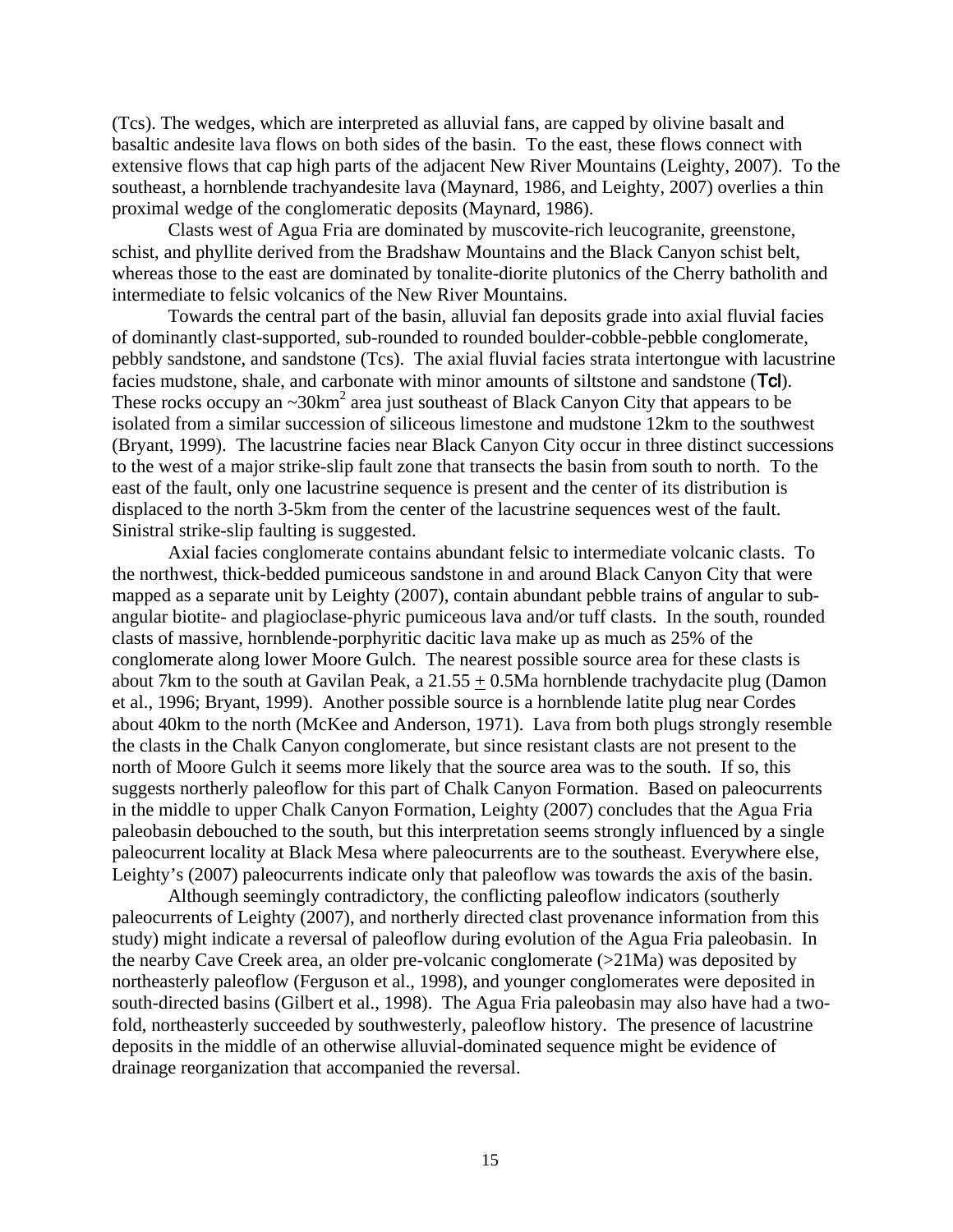(Tcs). The wedges, which are interpreted as alluvial fans, are capped by olivine basalt and basaltic andesite lava flows on both sides of the basin. To the east, these flows connect with extensive flows that cap high parts of the adjacent New River Mountains (Leighty, 2007). To the southeast, a hornblende trachyandesite lava (Maynard, 1986, and Leighty, 2007) overlies a thin proximal wedge of the conglomeratic deposits (Maynard, 1986).

Clasts west of Agua Fria are dominated by muscovite-rich leucogranite, greenstone, schist, and phyllite derived from the Bradshaw Mountains and the Black Canyon schist belt, whereas those to the east are dominated by tonalite-diorite plutonics of the Cherry batholith and intermediate to felsic volcanics of the New River Mountains.

Towards the central part of the basin, alluvial fan deposits grade into axial fluvial facies of dominantly clast-supported, sub-rounded to rounded boulder-cobble-pebble conglomerate, pebbly sandstone, and sandstone (Tcs). The axial fluvial facies strata intertongue with lacustrine facies mudstone, shale, and carbonate with minor amounts of siltstone and sandstone (Tcl). These rocks occupy an ~30km$^2$ area just southeast of Black Canyon City that appears to be isolated from a similar succession of siliceous limestone and mudstone 12km to the southwest (Bryant, 1999). The lacustrine facies near Black Canyon City occur in three distinct successions to the west of a major strike-slip fault zone that transects the basin from south to north. To the east of the fault, only one lacustrine sequence is present and the center of its distribution is displaced to the north 3-5km from the center of the lacustrine sequences west of the fault. Sinistral strike-slip faulting is suggested.

Axial facies conglomerate contains abundant felsic to intermediate volcanic clasts. To the northwest, thick-bedded pumiceous sandstone in and around Black Canyon City that were mapped as a separate unit by Leighty (2007), contain abundant pebble trains of angular to sub-angular biotite- and plagioclase-phyric pumiceous lava and/or tuff clasts. In the south, rounded clasts of massive, hornblende-porphyritic dacitic lava make up as much as 25% of the conglomerate along lower Moore Gulch. The nearest possible source area for these clasts is about 7km to the south at Gavilan Peak, a 21.55 $\pm$ 0.5Ma hornblende trachydacite plug (Damon et al., 1996; Bryant, 1999). Another possible source is a hornblende latite plug near Cordes about 40km to the north (McKee and Anderson, 1971). Lava from both plugs strongly resemble the clasts in the Chalk Canyon conglomerate, but since resistant clasts are not present to the north of Moore Gulch it seems more likely that the source area was to the south. If so, this suggests northerly paleoflow for this part of Chalk Canyon Formation. Based on paleocurrents in the middle to upper Chalk Canyon Formation, Leighty (2007) concludes that the Agua Fria paleobasin debouched to the south, but this interpretation seems strongly influenced by a single paleocurrent locality at Black Mesa where paleocurrents are to the southeast. Everywhere else, Leighty's (2007) paleocurrents indicate only that paleoflow was towards the axis of the basin.

Although seemingly contradictory, the conflicting paleoflow indicators (southerly paleocurrents of Leighty (2007), and northerly directed clast provenance information from this study) might indicate a reversal of paleoflow during evolution of the Agua Fria paleobasin. In the nearby Cave Creek area, an older pre-volcanic conglomerate (>21Ma) was deposited by northeasterly paleoflow (Ferguson et al., 1998), and younger conglomerates were deposited in south-directed basins (Gilbert et al., 1998). The Agua Fria paleobasin may also have had a two-fold, northeasterly succeeded by southwesterly, paleoflow history. The presence of lacustrine deposits in the middle of an otherwise alluvial-dominated sequence might be evidence of drainage reorganization that accompanied the reversal.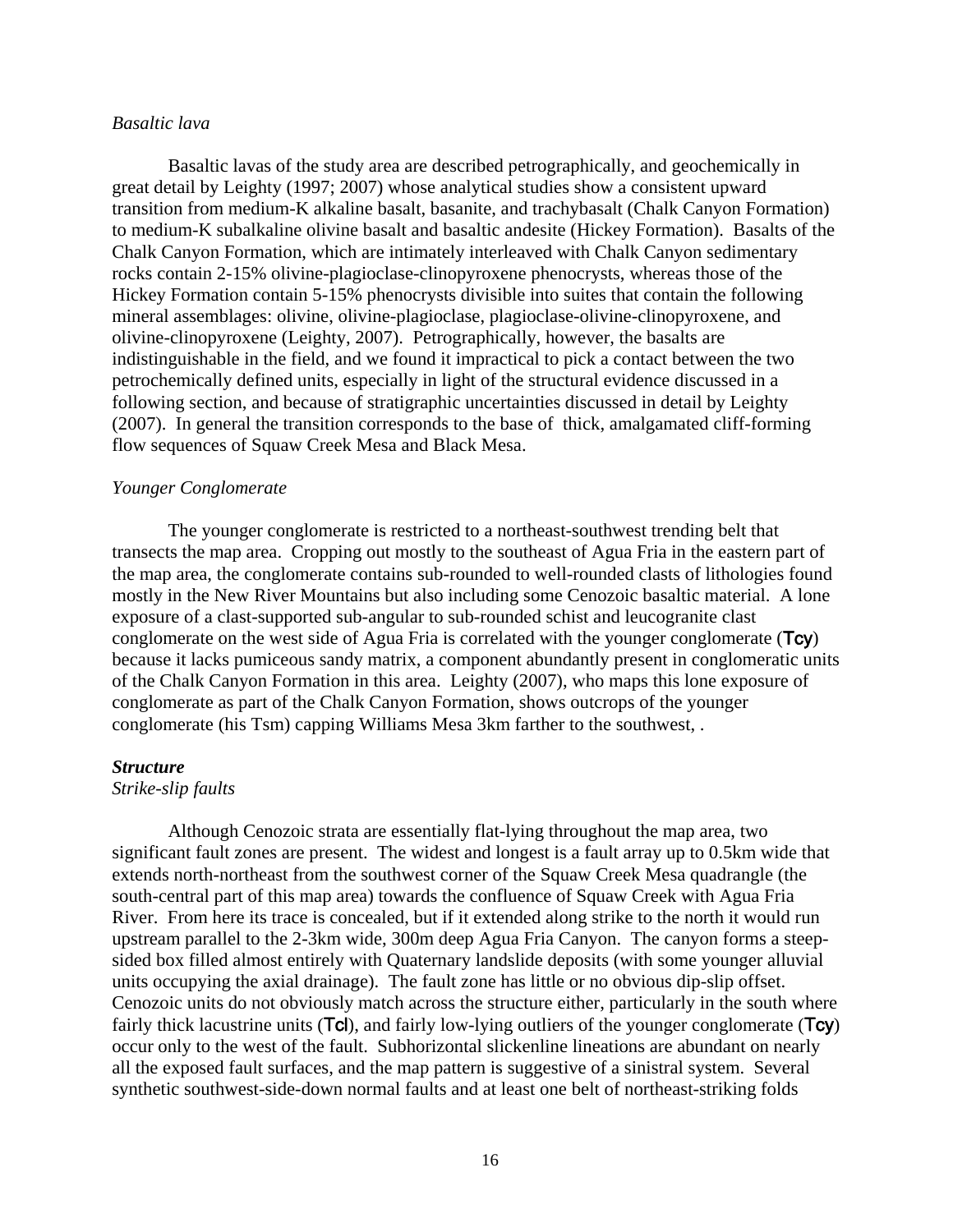*Basaltic lava*

Basaltic lavas of the study area are described petrographically, and geochemically in great detail by Leighty (1997; 2007) whose analytical studies show a consistent upward transition from medium-K alkaline basalt, basanite, and trachybasalt (Chalk Canyon Formation) to medium-K subalkaline olivine basalt and basaltic andesite (Hickey Formation). Basalts of the Chalk Canyon Formation, which are intimately interleaved with Chalk Canyon sedimentary rocks contain 2-15% olivine-plagioclase-clinopyroxene phenocrysts, whereas those of the Hickey Formation contain 5-15% phenocrysts divisible into suites that contain the following mineral assemblages: olivine, olivine-plagioclase, plagioclase-olivine-clinopyroxene, and olivine-clinopyroxene (Leighty, 2007). Petrographically, however, the basalts are indistinguishable in the field, and we found it impractical to pick a contact between the two petrochemically defined units, especially in light of the structural evidence discussed in a following section, and because of stratigraphic uncertainties discussed in detail by Leighty (2007). In general the transition corresponds to the base of thick, amalgamated cliff-forming flow sequences of Squaw Creek Mesa and Black Mesa.

*Younger Conglomerate*

The younger conglomerate is restricted to a northeast-southwest trending belt that transects the map area. Cropping out mostly to the southeast of Agua Fria in the eastern part of the map area, the conglomerate contains sub-rounded to well-rounded clasts of lithologies found mostly in the New River Mountains but also including some Cenozoic basaltic material. A lone exposure of a clast-supported sub-angular to sub-rounded schist and leucogranite clast conglomerate on the west side of Agua Fria is correlated with the younger conglomerate (**Tcy**) because it lacks pumiceous sandy matrix, a component abundantly present in conglomeratic units of the Chalk Canyon Formation in this area. Leighty (2007), who maps this lone exposure of conglomerate as part of the Chalk Canyon Formation, shows outcrops of the younger conglomerate (his Tsm) capping Williams Mesa 3km farther to the southwest, .

***Structure***

*Strike-slip faults*

Although Cenozoic strata are essentially flat-lying throughout the map area, two significant fault zones are present. The widest and longest is a fault array up to 0.5km wide that extends north-northeast from the southwest corner of the Squaw Creek Mesa quadrangle (the south-central part of this map area) towards the confluence of Squaw Creek with Agua Fria River. From here its trace is concealed, but if it extended along strike to the north it would run upstream parallel to the 2-3km wide, 300m deep Agua Fria Canyon. The canyon forms a steep-sided box filled almost entirely with Quaternary landslide deposits (with some younger alluvial units occupying the axial drainage). The fault zone has little or no obvious dip-slip offset. Cenozoic units do not obviously match across the structure either, particularly in the south where fairly thick lacustrine units (**Tcl**), and fairly low-lying outliers of the younger conglomerate (**Tcy**) occur only to the west of the fault. Subhorizontal slickenline lineations are abundant on nearly all the exposed fault surfaces, and the map pattern is suggestive of a sinistral system. Several synthetic southwest-side-down normal faults and at least one belt of northeast-striking folds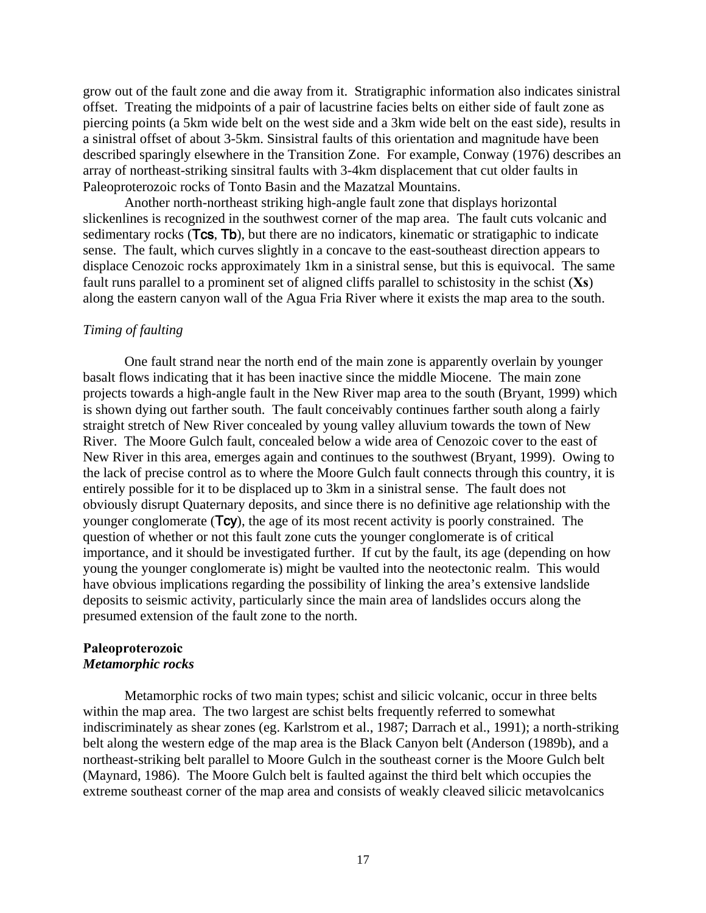grow out of the fault zone and die away from it. Stratigraphic information also indicates sinistral offset. Treating the midpoints of a pair of lacustrine facies belts on either side of fault zone as piercing points (a 5km wide belt on the west side and a 3km wide belt on the east side), results in a sinistral offset of about 3-5km. Sinsistral faults of this orientation and magnitude have been described sparingly elsewhere in the Transition Zone. For example, Conway (1976) describes an array of northeast-striking sinsitral faults with 3-4km displacement that cut older faults in Paleoproterozoic rocks of Tonto Basin and the Mazatzal Mountains.

Another north-northeast striking high-angle fault zone that displays horizontal slickenlines is recognized in the southwest corner of the map area. The fault cuts volcanic and sedimentary rocks (**Tcs**, **Tb**), but there are no indicators, kinematic or stratigaphic to indicate sense. The fault, which curves slightly in a concave to the east-southeast direction appears to displace Cenozoic rocks approximately 1km in a sinistral sense, but this is equivocal. The same fault runs parallel to a prominent set of aligned cliffs parallel to schistosity in the schist (**Xs**) along the eastern canyon wall of the Agua Fria River where it exists the map area to the south.

*Timing of faulting*

One fault strand near the north end of the main zone is apparently overlain by younger basalt flows indicating that it has been inactive since the middle Miocene. The main zone projects towards a high-angle fault in the New River map area to the south (Bryant, 1999) which is shown dying out farther south. The fault conceivably continues farther south along a fairly straight stretch of New River concealed by young valley alluvium towards the town of New River. The Moore Gulch fault, concealed below a wide area of Cenozoic cover to the east of New River in this area, emerges again and continues to the southwest (Bryant, 1999). Owing to the lack of precise control as to where the Moore Gulch fault connects through this country, it is entirely possible for it to be displaced up to 3km in a sinistral sense. The fault does not obviously disrupt Quaternary deposits, and since there is no definitive age relationship with the younger conglomerate (**Tcy**), the age of its most recent activity is poorly constrained. The question of whether or not this fault zone cuts the younger conglomerate is of critical importance, and it should be investigated further. If cut by the fault, its age (depending on how young the younger conglomerate is) might be vaulted into the neotectonic realm. This would have obvious implications regarding the possibility of linking the area's extensive landslide deposits to seismic activity, particularly since the main area of landslides occurs along the presumed extension of the fault zone to the north.

**Paleoproterozoic**
***Metamorphic rocks***

Metamorphic rocks of two main types; schist and silicic volcanic, occur in three belts within the map area. The two largest are schist belts frequently referred to somewhat indiscriminately as shear zones (eg. Karlstrom et al., 1987; Darrach et al., 1991); a north-striking belt along the western edge of the map area is the Black Canyon belt (Anderson (1989b), and a northeast-striking belt parallel to Moore Gulch in the southeast corner is the Moore Gulch belt (Maynard, 1986). The Moore Gulch belt is faulted against the third belt which occupies the extreme southeast corner of the map area and consists of weakly cleaved silicic metavolcanics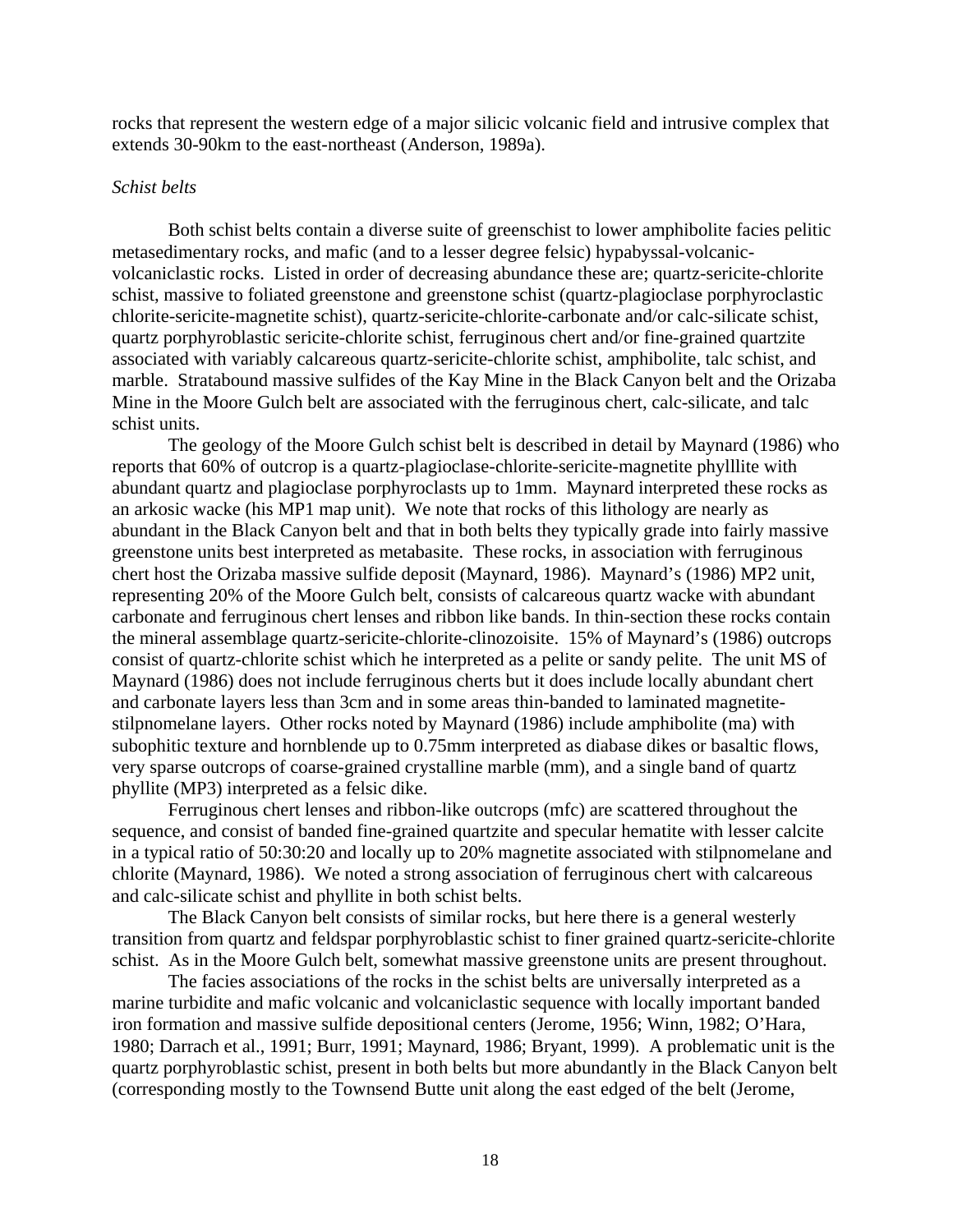rocks that represent the western edge of a major silicic volcanic field and intrusive complex that extends 30-90km to the east-northeast (Anderson, 1989a).

*Schist belts*

Both schist belts contain a diverse suite of greenschist to lower amphibolite facies pelitic metasedimentary rocks, and mafic (and to a lesser degree felsic) hypabyssal-volcanic-volcaniclastic rocks. Listed in order of decreasing abundance these are; quartz-sericite-chlorite schist, massive to foliated greenstone and greenstone schist (quartz-plagioclase porphyroclastic chlorite-sericite-magnetite schist), quartz-sericite-chlorite-carbonate and/or calc-silicate schist, quartz porphyroblastic sericite-chlorite schist, ferruginous chert and/or fine-grained quartzite associated with variably calcareous quartz-sericite-chlorite schist, amphibolite, talc schist, and marble. Stratabound massive sulfides of the Kay Mine in the Black Canyon belt and the Orizaba Mine in the Moore Gulch belt are associated with the ferruginous chert, calc-silicate, and talc schist units.

The geology of the Moore Gulch schist belt is described in detail by Maynard (1986) who reports that 60% of outcrop is a quartz-plagioclase-chlorite-sericite-magnetite phylllite with abundant quartz and plagioclase porphyroclasts up to 1mm. Maynard interpreted these rocks as an arkosic wacke (his MP1 map unit). We note that rocks of this lithology are nearly as abundant in the Black Canyon belt and that in both belts they typically grade into fairly massive greenstone units best interpreted as metabasite. These rocks, in association with ferruginous chert host the Orizaba massive sulfide deposit (Maynard, 1986). Maynard's (1986) MP2 unit, representing 20% of the Moore Gulch belt, consists of calcareous quartz wacke with abundant carbonate and ferruginous chert lenses and ribbon like bands. In thin-section these rocks contain the mineral assemblage quartz-sericite-chlorite-clinozoisite. 15% of Maynard's (1986) outcrops consist of quartz-chlorite schist which he interpreted as a pelite or sandy pelite. The unit MS of Maynard (1986) does not include ferruginous cherts but it does include locally abundant chert and carbonate layers less than 3cm and in some areas thin-banded to laminated magnetite-stilpnomelane layers. Other rocks noted by Maynard (1986) include amphibolite (ma) with subophitic texture and hornblende up to 0.75mm interpreted as diabase dikes or basaltic flows, very sparse outcrops of coarse-grained crystalline marble (mm), and a single band of quartz phyllite (MP3) interpreted as a felsic dike.

Ferruginous chert lenses and ribbon-like outcrops (mfc) are scattered throughout the sequence, and consist of banded fine-grained quartzite and specular hematite with lesser calcite in a typical ratio of 50:30:20 and locally up to 20% magnetite associated with stilpnomelane and chlorite (Maynard, 1986). We noted a strong association of ferruginous chert with calcareous and calc-silicate schist and phyllite in both schist belts.

The Black Canyon belt consists of similar rocks, but here there is a general westerly transition from quartz and feldspar porphyroblastic schist to finer grained quartz-sericite-chlorite schist. As in the Moore Gulch belt, somewhat massive greenstone units are present throughout.

The facies associations of the rocks in the schist belts are universally interpreted as a marine turbidite and mafic volcanic and volcaniclastic sequence with locally important banded iron formation and massive sulfide depositional centers (Jerome, 1956; Winn, 1982; O'Hara, 1980; Darrach et al., 1991; Burr, 1991; Maynard, 1986; Bryant, 1999). A problematic unit is the quartz porphyroblastic schist, present in both belts but more abundantly in the Black Canyon belt (corresponding mostly to the Townsend Butte unit along the east edged of the belt (Jerome,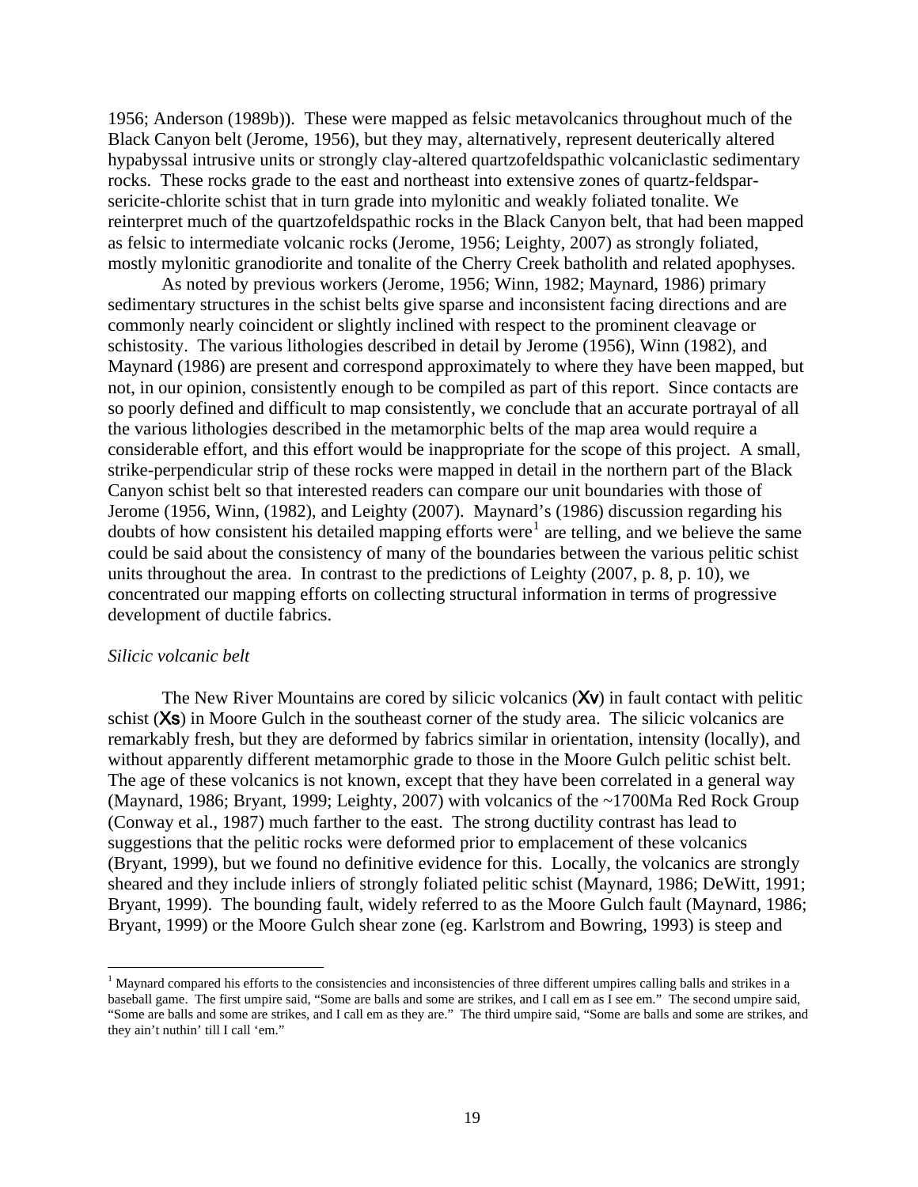1956; Anderson (1989b)). These were mapped as felsic metavolcanics throughout much of the Black Canyon belt (Jerome, 1956), but they may, alternatively, represent deuterically altered hypabyssal intrusive units or strongly clay-altered quartzofeldspathic volcaniclastic sedimentary rocks. These rocks grade to the east and northeast into extensive zones of quartz-feldspar-sericite-chlorite schist that in turn grade into mylonitic and weakly foliated tonalite. We reinterpret much of the quartzofeldspathic rocks in the Black Canyon belt, that had been mapped as felsic to intermediate volcanic rocks (Jerome, 1956; Leighty, 2007) as strongly foliated, mostly mylonitic granodiorite and tonalite of the Cherry Creek batholith and related apophyses.

As noted by previous workers (Jerome, 1956; Winn, 1982; Maynard, 1986) primary sedimentary structures in the schist belts give sparse and inconsistent facing directions and are commonly nearly coincident or slightly inclined with respect to the prominent cleavage or schistosity. The various lithologies described in detail by Jerome (1956), Winn (1982), and Maynard (1986) are present and correspond approximately to where they have been mapped, but not, in our opinion, consistently enough to be compiled as part of this report. Since contacts are so poorly defined and difficult to map consistently, we conclude that an accurate portrayal of all the various lithologies described in the metamorphic belts of the map area would require a considerable effort, and this effort would be inappropriate for the scope of this project. A small, strike-perpendicular strip of these rocks were mapped in detail in the northern part of the Black Canyon schist belt so that interested readers can compare our unit boundaries with those of Jerome (1956, Winn, (1982), and Leighty (2007). Maynard's (1986) discussion regarding his doubts of how consistent his detailed mapping efforts were[1] are telling, and we believe the same could be said about the consistency of many of the boundaries between the various pelitic schist units throughout the area. In contrast to the predictions of Leighty (2007, p. 8, p. 10), we concentrated our mapping efforts on collecting structural information in terms of progressive development of ductile fabrics.

*Silicic volcanic belt*

The New River Mountains are cored by silicic volcanics (**Xv**) in fault contact with pelitic schist (**Xs**) in Moore Gulch in the southeast corner of the study area. The silicic volcanics are remarkably fresh, but they are deformed by fabrics similar in orientation, intensity (locally), and without apparently different metamorphic grade to those in the Moore Gulch pelitic schist belt. The age of these volcanics is not known, except that they have been correlated in a general way (Maynard, 1986; Bryant, 1999; Leighty, 2007) with volcanics of the ~1700Ma Red Rock Group (Conway et al., 1987) much farther to the east. The strong ductility contrast has lead to suggestions that the pelitic rocks were deformed prior to emplacement of these volcanics (Bryant, 1999), but we found no definitive evidence for this. Locally, the volcanics are strongly sheared and they include inliers of strongly foliated pelitic schist (Maynard, 1986; DeWitt, 1991; Bryant, 1999). The bounding fault, widely referred to as the Moore Gulch fault (Maynard, 1986; Bryant, 1999) or the Moore Gulch shear zone (eg. Karlstrom and Bowring, 1993) is steep and

[1] Maynard compared his efforts to the consistencies and inconsistencies of three different umpires calling balls and strikes in a baseball game. The first umpire said, "Some are balls and some are strikes, and I call em as I see em." The second umpire said, "Some are balls and some are strikes, and I call em as they are." The third umpire said, "Some are balls and some are strikes, and they ain't nuthin' till I call 'em."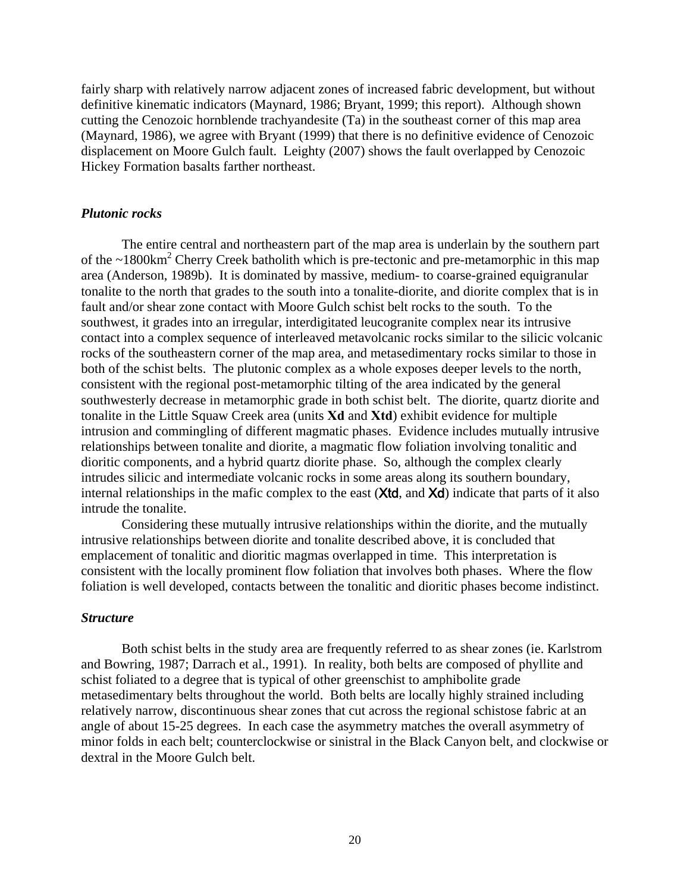fairly sharp with relatively narrow adjacent zones of increased fabric development, but without definitive kinematic indicators (Maynard, 1986; Bryant, 1999; this report). Although shown cutting the Cenozoic hornblende trachyandesite (Ta) in the southeast corner of this map area (Maynard, 1986), we agree with Bryant (1999) that there is no definitive evidence of Cenozoic displacement on Moore Gulch fault. Leighty (2007) shows the fault overlapped by Cenozoic Hickey Formation basalts farther northeast.

### *Plutonic rocks*

The entire central and northeastern part of the map area is underlain by the southern part of the ~1800km$^2$ Cherry Creek batholith which is pre-tectonic and pre-metamorphic in this map area (Anderson, 1989b). It is dominated by massive, medium- to coarse-grained equigranular tonalite to the north that grades to the south into a tonalite-diorite, and diorite complex that is in fault and/or shear zone contact with Moore Gulch schist belt rocks to the south. To the southwest, it grades into an irregular, interdigitated leucogranite complex near its intrusive contact into a complex sequence of interleaved metavolcanic rocks similar to the silicic volcanic rocks of the southeastern corner of the map area, and metasedimentary rocks similar to those in both of the schist belts. The plutonic complex as a whole exposes deeper levels to the north, consistent with the regional post-metamorphic tilting of the area indicated by the general southwesterly decrease in metamorphic grade in both schist belt. The diorite, quartz diorite and tonalite in the Little Squaw Creek area (units **Xd** and **Xtd**) exhibit evidence for multiple intrusion and commingling of different magmatic phases. Evidence includes mutually intrusive relationships between tonalite and diorite, a magmatic flow foliation involving tonalitic and dioritic components, and a hybrid quartz diorite phase. So, although the complex clearly intrudes silicic and intermediate volcanic rocks in some areas along its southern boundary, internal relationships in the mafic complex to the east (Xtd, and Xd) indicate that parts of it also intrude the tonalite.

Considering these mutually intrusive relationships within the diorite, and the mutually intrusive relationships between diorite and tonalite described above, it is concluded that emplacement of tonalitic and dioritic magmas overlapped in time. This interpretation is consistent with the locally prominent flow foliation that involves both phases. Where the flow foliation is well developed, contacts between the tonalitic and dioritic phases become indistinct.

### *Structure*

Both schist belts in the study area are frequently referred to as shear zones (ie. Karlstrom and Bowring, 1987; Darrach et al., 1991). In reality, both belts are composed of phyllite and schist foliated to a degree that is typical of other greenschist to amphibolite grade metasedimentary belts throughout the world. Both belts are locally highly strained including relatively narrow, discontinuous shear zones that cut across the regional schistose fabric at an angle of about 15-25 degrees. In each case the asymmetry matches the overall asymmetry of minor folds in each belt; counterclockwise or sinistral in the Black Canyon belt, and clockwise or dextral in the Moore Gulch belt.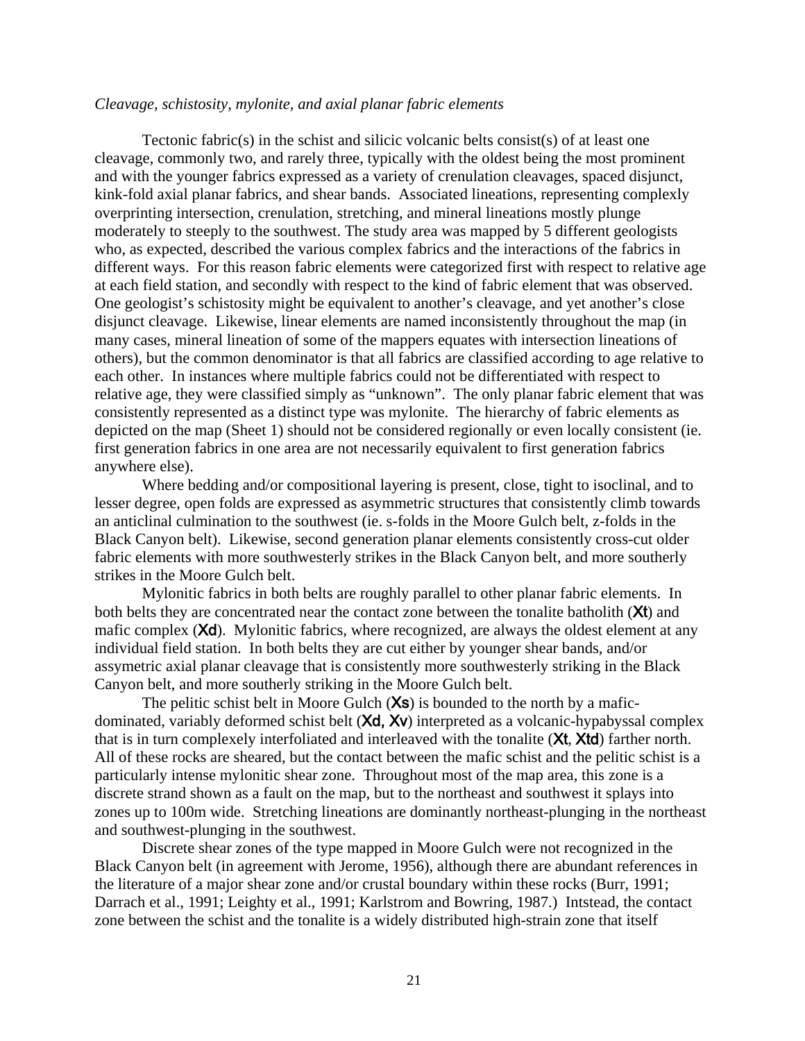*Cleavage, schistosity, mylonite, and axial planar fabric elements*

Tectonic fabric(s) in the schist and silicic volcanic belts consist(s) of at least one cleavage, commonly two, and rarely three, typically with the oldest being the most prominent and with the younger fabrics expressed as a variety of crenulation cleavages, spaced disjunct, kink-fold axial planar fabrics, and shear bands. Associated lineations, representing complexly overprinting intersection, crenulation, stretching, and mineral lineations mostly plunge moderately to steeply to the southwest. The study area was mapped by 5 different geologists who, as expected, described the various complex fabrics and the interactions of the fabrics in different ways. For this reason fabric elements were categorized first with respect to relative age at each field station, and secondly with respect to the kind of fabric element that was observed. One geologist's schistosity might be equivalent to another's cleavage, and yet another's close disjunct cleavage. Likewise, linear elements are named inconsistently throughout the map (in many cases, mineral lineation of some of the mappers equates with intersection lineations of others), but the common denominator is that all fabrics are classified according to age relative to each other. In instances where multiple fabrics could not be differentiated with respect to relative age, they were classified simply as "unknown". The only planar fabric element that was consistently represented as a distinct type was mylonite. The hierarchy of fabric elements as depicted on the map (Sheet 1) should not be considered regionally or even locally consistent (ie. first generation fabrics in one area are not necessarily equivalent to first generation fabrics anywhere else).

Where bedding and/or compositional layering is present, close, tight to isoclinal, and to lesser degree, open folds are expressed as asymmetric structures that consistently climb towards an anticlinal culmination to the southwest (ie. s-folds in the Moore Gulch belt, z-folds in the Black Canyon belt). Likewise, second generation planar elements consistently cross-cut older fabric elements with more southwesterly strikes in the Black Canyon belt, and more southerly strikes in the Moore Gulch belt.

Mylonitic fabrics in both belts are roughly parallel to other planar fabric elements. In both belts they are concentrated near the contact zone between the tonalite batholith (**Xt**) and mafic complex (**Xd**). Mylonitic fabrics, where recognized, are always the oldest element at any individual field station. In both belts they are cut either by younger shear bands, and/or assymetric axial planar cleavage that is consistently more southwesterly striking in the Black Canyon belt, and more southerly striking in the Moore Gulch belt.

The pelitic schist belt in Moore Gulch (**Xs**) is bounded to the north by a mafic-dominated, variably deformed schist belt (**Xd, Xv**) interpreted as a volcanic-hypabyssal complex that is in turn complexely interfoliated and interleaved with the tonalite (**Xt**, **Xtd**) farther north. All of these rocks are sheared, but the contact between the mafic schist and the pelitic schist is a particularly intense mylonitic shear zone. Throughout most of the map area, this zone is a discrete strand shown as a fault on the map, but to the northeast and southwest it splays into zones up to 100m wide. Stretching lineations are dominantly northeast-plunging in the northeast and southwest-plunging in the southwest.

Discrete shear zones of the type mapped in Moore Gulch were not recognized in the Black Canyon belt (in agreement with Jerome, 1956), although there are abundant references in the literature of a major shear zone and/or crustal boundary within these rocks (Burr, 1991; Darrach et al., 1991; Leighty et al., 1991; Karlstrom and Bowring, 1987.) Intstead, the contact zone between the schist and the tonalite is a widely distributed high-strain zone that itself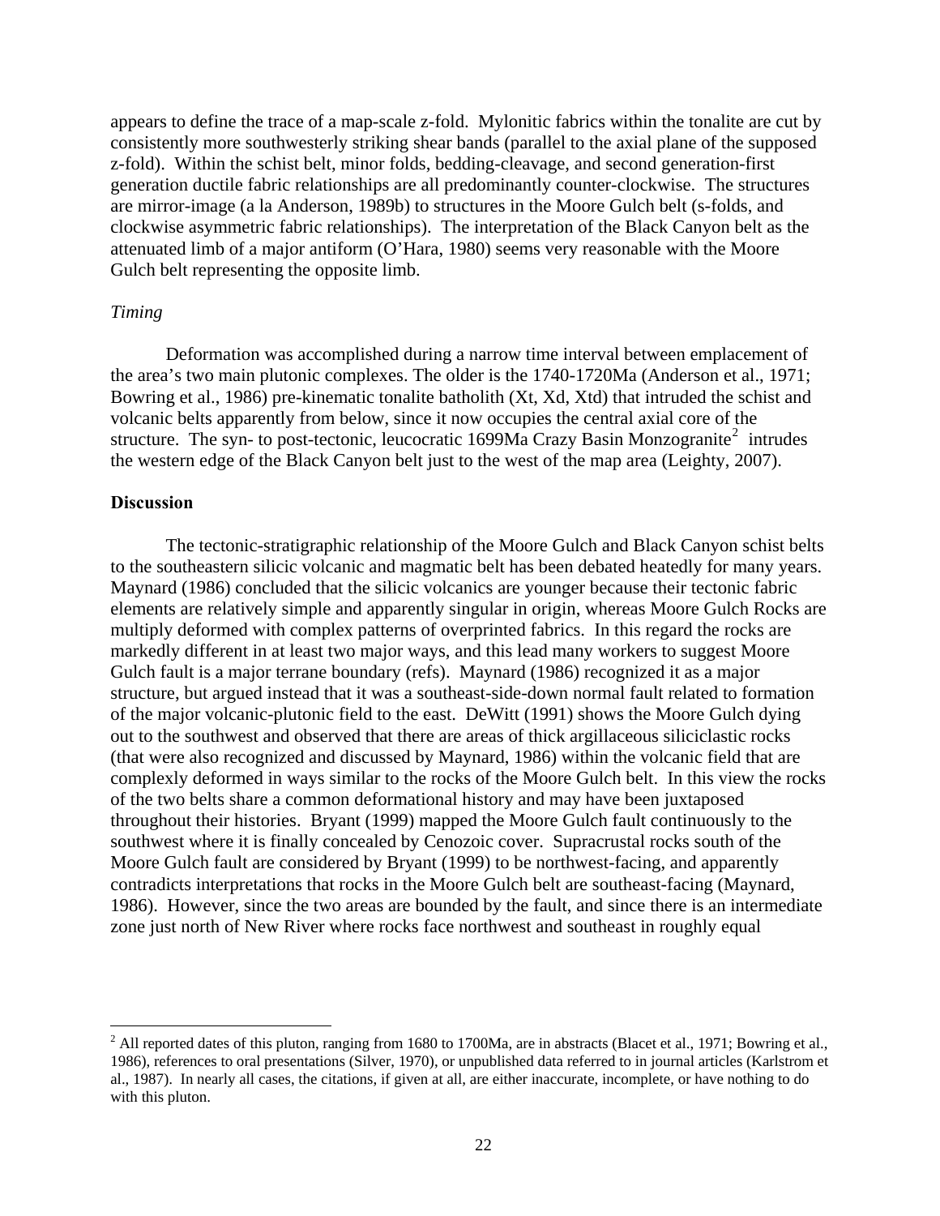appears to define the trace of a map-scale z-fold. Mylonitic fabrics within the tonalite are cut by consistently more southwesterly striking shear bands (parallel to the axial plane of the supposed z-fold). Within the schist belt, minor folds, bedding-cleavage, and second generation-first generation ductile fabric relationships are all predominantly counter-clockwise. The structures are mirror-image (a la Anderson, 1989b) to structures in the Moore Gulch belt (s-folds, and clockwise asymmetric fabric relationships). The interpretation of the Black Canyon belt as the attenuated limb of a major antiform (O'Hara, 1980) seems very reasonable with the Moore Gulch belt representing the opposite limb.

*Timing*

Deformation was accomplished during a narrow time interval between emplacement of the area's two main plutonic complexes. The older is the 1740-1720Ma (Anderson et al., 1971; Bowring et al., 1986) pre-kinematic tonalite batholith (Xt, Xd, Xtd) that intruded the schist and volcanic belts apparently from below, since it now occupies the central axial core of the structure. The syn- to post-tectonic, leucocratic 1699Ma Crazy Basin Monzogranite[2] intrudes the western edge of the Black Canyon belt just to the west of the map area (Leighty, 2007).

**Discussion**

The tectonic-stratigraphic relationship of the Moore Gulch and Black Canyon schist belts to the southeastern silicic volcanic and magmatic belt has been debated heatedly for many years. Maynard (1986) concluded that the silicic volcanics are younger because their tectonic fabric elements are relatively simple and apparently singular in origin, whereas Moore Gulch Rocks are multiply deformed with complex patterns of overprinted fabrics. In this regard the rocks are markedly different in at least two major ways, and this lead many workers to suggest Moore Gulch fault is a major terrane boundary (refs). Maynard (1986) recognized it as a major structure, but argued instead that it was a southeast-side-down normal fault related to formation of the major volcanic-plutonic field to the east. DeWitt (1991) shows the Moore Gulch dying out to the southwest and observed that there are areas of thick argillaceous siliciclastic rocks (that were also recognized and discussed by Maynard, 1986) within the volcanic field that are complexly deformed in ways similar to the rocks of the Moore Gulch belt. In this view the rocks of the two belts share a common deformational history and may have been juxtaposed throughout their histories. Bryant (1999) mapped the Moore Gulch fault continuously to the southwest where it is finally concealed by Cenozoic cover. Supracrustal rocks south of the Moore Gulch fault are considered by Bryant (1999) to be northwest-facing, and apparently contradicts interpretations that rocks in the Moore Gulch belt are southeast-facing (Maynard, 1986). However, since the two areas are bounded by the fault, and since there is an intermediate zone just north of New River where rocks face northwest and southeast in roughly equal

---

[2] All reported dates of this pluton, ranging from 1680 to 1700Ma, are in abstracts (Blacet et al., 1971; Bowring et al., 1986), references to oral presentations (Silver, 1970), or unpublished data referred to in journal articles (Karlstrom et al., 1987). In nearly all cases, the citations, if given at all, are either inaccurate, incomplete, or have nothing to do with this pluton.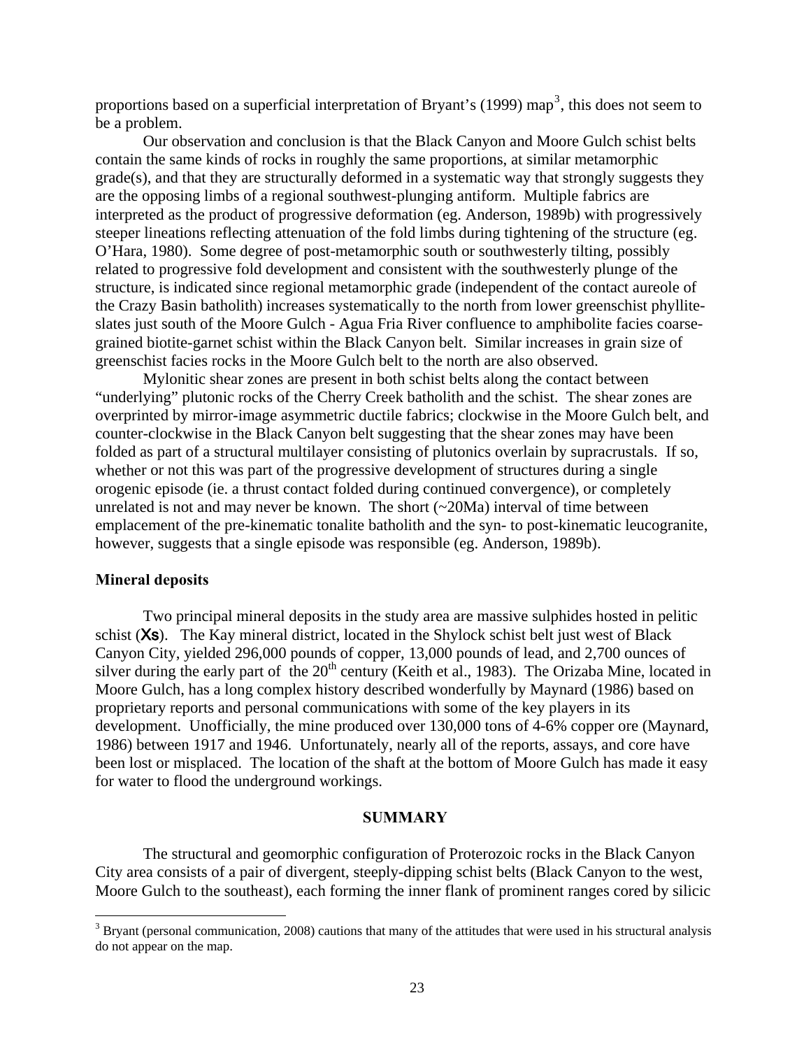proportions based on a superficial interpretation of Bryant's (1999) map[3], this does not seem to be a problem.

Our observation and conclusion is that the Black Canyon and Moore Gulch schist belts contain the same kinds of rocks in roughly the same proportions, at similar metamorphic grade(s), and that they are structurally deformed in a systematic way that strongly suggests they are the opposing limbs of a regional southwest-plunging antiform. Multiple fabrics are interpreted as the product of progressive deformation (eg. Anderson, 1989b) with progressively steeper lineations reflecting attenuation of the fold limbs during tightening of the structure (eg. O'Hara, 1980). Some degree of post-metamorphic south or southwesterly tilting, possibly related to progressive fold development and consistent with the southwesterly plunge of the structure, is indicated since regional metamorphic grade (independent of the contact aureole of the Crazy Basin batholith) increases systematically to the north from lower greenschist phyllite-slates just south of the Moore Gulch - Agua Fria River confluence to amphibolite facies coarse-grained biotite-garnet schist within the Black Canyon belt. Similar increases in grain size of greenschist facies rocks in the Moore Gulch belt to the north are also observed.

Mylonitic shear zones are present in both schist belts along the contact between "underlying" plutonic rocks of the Cherry Creek batholith and the schist. The shear zones are overprinted by mirror-image asymmetric ductile fabrics; clockwise in the Moore Gulch belt, and counter-clockwise in the Black Canyon belt suggesting that the shear zones may have been folded as part of a structural multilayer consisting of plutonics overlain by supracrustals. If so, whether or not this was part of the progressive development of structures during a single orogenic episode (ie. a thrust contact folded during continued convergence), or completely unrelated is not and may never be known. The short (~20Ma) interval of time between emplacement of the pre-kinematic tonalite batholith and the syn- to post-kinematic leucogranite, however, suggests that a single episode was responsible (eg. Anderson, 1989b).

### Mineral deposits

Two principal mineral deposits in the study area are massive sulphides hosted in pelitic schist (**Xs**). The Kay mineral district, located in the Shylock schist belt just west of Black Canyon City, yielded 296,000 pounds of copper, 13,000 pounds of lead, and 2,700 ounces of silver during the early part of the 20th century (Keith et al., 1983). The Orizaba Mine, located in Moore Gulch, has a long complex history described wonderfully by Maynard (1986) based on proprietary reports and personal communications with some of the key players in its development. Unofficially, the mine produced over 130,000 tons of 4-6% copper ore (Maynard, 1986) between 1917 and 1946. Unfortunately, nearly all of the reports, assays, and core have been lost or misplaced. The location of the shaft at the bottom of Moore Gulch has made it easy for water to flood the underground workings.

## SUMMARY

The structural and geomorphic configuration of Proterozoic rocks in the Black Canyon City area consists of a pair of divergent, steeply-dipping schist belts (Black Canyon to the west, Moore Gulch to the southeast), each forming the inner flank of prominent ranges cored by silicic

---

[3] Bryant (personal communication, 2008) cautions that many of the attitudes that were used in his structural analysis do not appear on the map.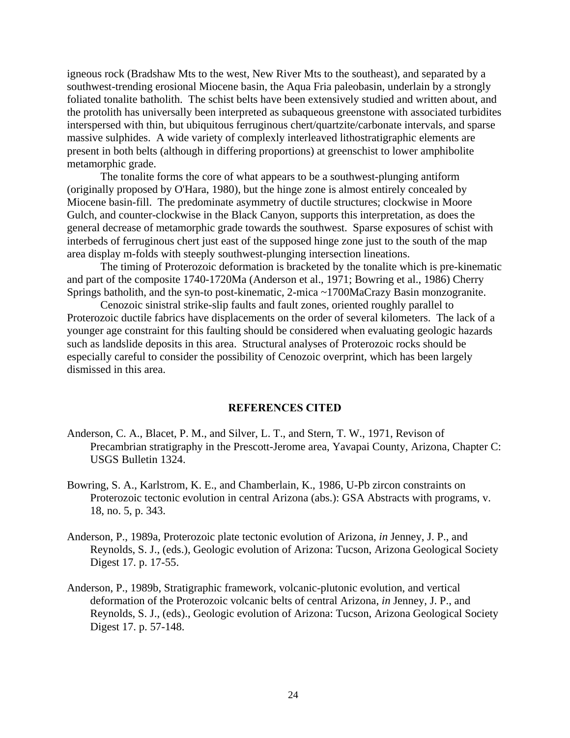igneous rock (Bradshaw Mts to the west, New River Mts to the southeast), and separated by a southwest-trending erosional Miocene basin, the Aqua Fria paleobasin, underlain by a strongly foliated tonalite batholith. The schist belts have been extensively studied and written about, and the protolith has universally been interpreted as subaqueous greenstone with associated turbidites interspersed with thin, but ubiquitous ferruginous chert/quartzite/carbonate intervals, and sparse massive sulphides. A wide variety of complexly interleaved lithostratigraphic elements are present in both belts (although in differing proportions) at greenschist to lower amphibolite metamorphic grade.

The tonalite forms the core of what appears to be a southwest-plunging antiform (originally proposed by O'Hara, 1980), but the hinge zone is almost entirely concealed by Miocene basin-fill. The predominate asymmetry of ductile structures; clockwise in Moore Gulch, and counter-clockwise in the Black Canyon, supports this interpretation, as does the general decrease of metamorphic grade towards the southwest. Sparse exposures of schist with interbeds of ferruginous chert just east of the supposed hinge zone just to the south of the map area display m-folds with steeply southwest-plunging intersection lineations.

The timing of Proterozoic deformation is bracketed by the tonalite which is pre-kinematic and part of the composite 1740-1720Ma (Anderson et al., 1971; Bowring et al., 1986) Cherry Springs batholith, and the syn-to post-kinematic, 2-mica ~1700MaCrazy Basin monzogranite.

Cenozoic sinistral strike-slip faults and fault zones, oriented roughly parallel to Proterozoic ductile fabrics have displacements on the order of several kilometers. The lack of a younger age constraint for this faulting should be considered when evaluating geologic hazards such as landslide deposits in this area. Structural analyses of Proterozoic rocks should be especially careful to consider the possibility of Cenozoic overprint, which has been largely dismissed in this area.

## REFERENCES CITED

Anderson, C. A., Blacet, P. M., and Silver, L. T., and Stern, T. W., 1971, Revison of Precambrian stratigraphy in the Prescott-Jerome area, Yavapai County, Arizona, Chapter C: USGS Bulletin 1324.

Bowring, S. A., Karlstrom, K. E., and Chamberlain, K., 1986, U-Pb zircon constraints on Proterozoic tectonic evolution in central Arizona (abs.): GSA Abstracts with programs, v. 18, no. 5, p. 343.

Anderson, P., 1989a, Proterozoic plate tectonic evolution of Arizona, *in* Jenney, J. P., and Reynolds, S. J., (eds.), Geologic evolution of Arizona: Tucson, Arizona Geological Society Digest 17. p. 17-55.

Anderson, P., 1989b, Stratigraphic framework, volcanic-plutonic evolution, and vertical deformation of the Proterozoic volcanic belts of central Arizona, *in* Jenney, J. P., and Reynolds, S. J., (eds)., Geologic evolution of Arizona: Tucson, Arizona Geological Society Digest 17. p. 57-148.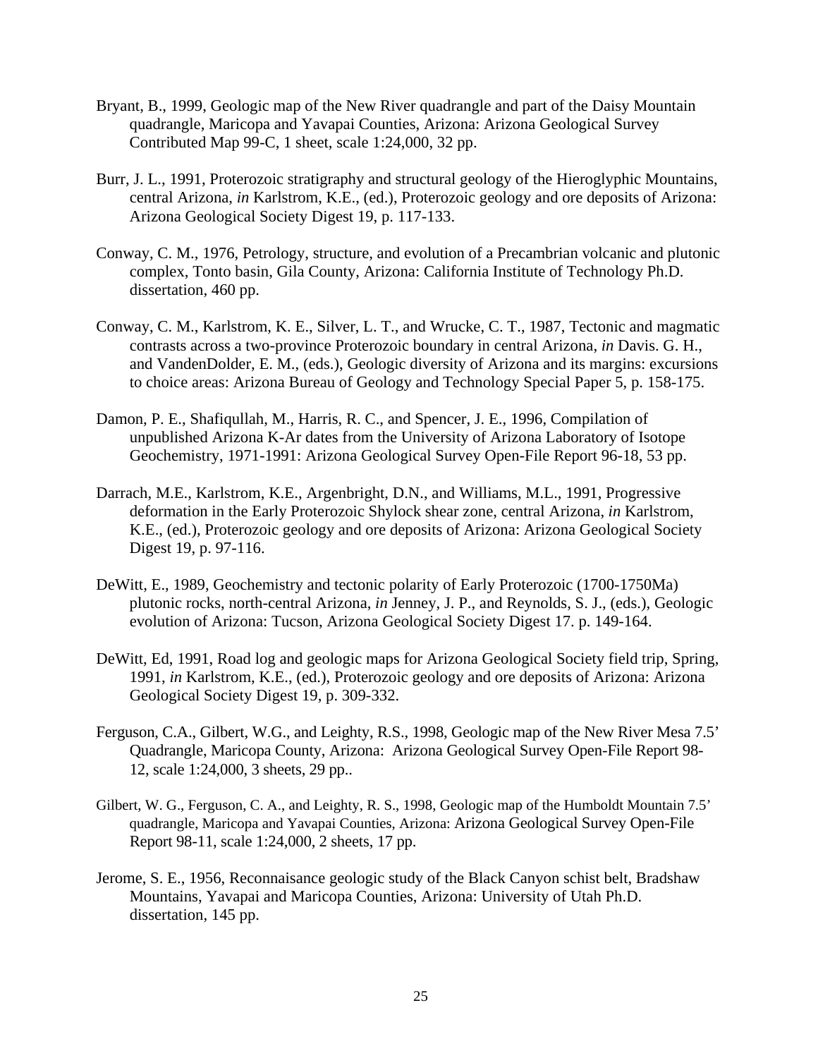Bryant, B., 1999, Geologic map of the New River quadrangle and part of the Daisy Mountain quadrangle, Maricopa and Yavapai Counties, Arizona: Arizona Geological Survey Contributed Map 99-C, 1 sheet, scale 1:24,000, 32 pp.

Burr, J. L., 1991, Proterozoic stratigraphy and structural geology of the Hieroglyphic Mountains, central Arizona, *in* Karlstrom, K.E., (ed.), Proterozoic geology and ore deposits of Arizona: Arizona Geological Society Digest 19, p. 117-133.

Conway, C. M., 1976, Petrology, structure, and evolution of a Precambrian volcanic and plutonic complex, Tonto basin, Gila County, Arizona: California Institute of Technology Ph.D. dissertation, 460 pp.

Conway, C. M., Karlstrom, K. E., Silver, L. T., and Wrucke, C. T., 1987, Tectonic and magmatic contrasts across a two-province Proterozoic boundary in central Arizona, *in* Davis. G. H., and VandenDolder, E. M., (eds.), Geologic diversity of Arizona and its margins: excursions to choice areas: Arizona Bureau of Geology and Technology Special Paper 5, p. 158-175.

Damon, P. E., Shafiqullah, M., Harris, R. C., and Spencer, J. E., 1996, Compilation of unpublished Arizona K-Ar dates from the University of Arizona Laboratory of Isotope Geochemistry, 1971-1991: Arizona Geological Survey Open-File Report 96-18, 53 pp.

Darrach, M.E., Karlstrom, K.E., Argenbright, D.N., and Williams, M.L., 1991, Progressive deformation in the Early Proterozoic Shylock shear zone, central Arizona, *in* Karlstrom, K.E., (ed.), Proterozoic geology and ore deposits of Arizona: Arizona Geological Society Digest 19, p. 97-116.

DeWitt, E., 1989, Geochemistry and tectonic polarity of Early Proterozoic (1700-1750Ma) plutonic rocks, north-central Arizona, *in* Jenney, J. P., and Reynolds, S. J., (eds.), Geologic evolution of Arizona: Tucson, Arizona Geological Society Digest 17. p. 149-164.

DeWitt, Ed, 1991, Road log and geologic maps for Arizona Geological Society field trip, Spring, 1991, *in* Karlstrom, K.E., (ed.), Proterozoic geology and ore deposits of Arizona: Arizona Geological Society Digest 19, p. 309-332.

Ferguson, C.A., Gilbert, W.G., and Leighty, R.S., 1998, Geologic map of the New River Mesa 7.5' Quadrangle, Maricopa County, Arizona: Arizona Geological Survey Open-File Report 98-12, scale 1:24,000, 3 sheets, 29 pp..

Gilbert, W. G., Ferguson, C. A., and Leighty, R. S., 1998, Geologic map of the Humboldt Mountain 7.5' quadrangle, Maricopa and Yavapai Counties, Arizona: Arizona Geological Survey Open-File Report 98-11, scale 1:24,000, 2 sheets, 17 pp.

Jerome, S. E., 1956, Reconnaisance geologic study of the Black Canyon schist belt, Bradshaw Mountains, Yavapai and Maricopa Counties, Arizona: University of Utah Ph.D. dissertation, 145 pp.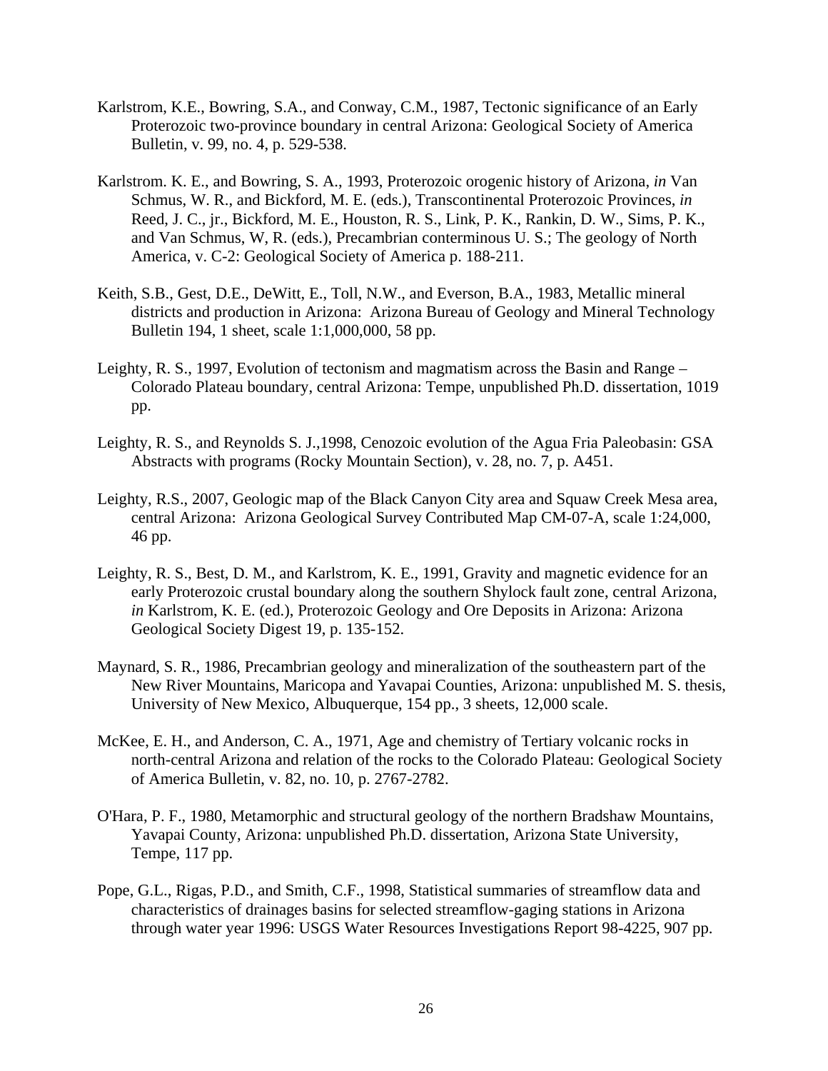Karlstrom, K.E., Bowring, S.A., and Conway, C.M., 1987, Tectonic significance of an Early Proterozoic two-province boundary in central Arizona: Geological Society of America Bulletin, v. 99, no. 4, p. 529-538.

Karlstrom. K. E., and Bowring, S. A., 1993, Proterozoic orogenic history of Arizona, *in* Van Schmus, W. R., and Bickford, M. E. (eds.), Transcontinental Proterozoic Provinces, *in* Reed, J. C., jr., Bickford, M. E., Houston, R. S., Link, P. K., Rankin, D. W., Sims, P. K., and Van Schmus, W, R. (eds.), Precambrian conterminous U. S.; The geology of North America, v. C-2: Geological Society of America p. 188-211.

Keith, S.B., Gest, D.E., DeWitt, E., Toll, N.W., and Everson, B.A., 1983, Metallic mineral districts and production in Arizona: Arizona Bureau of Geology and Mineral Technology Bulletin 194, 1 sheet, scale 1:1,000,000, 58 pp.

Leighty, R. S., 1997, Evolution of tectonism and magmatism across the Basin and Range – Colorado Plateau boundary, central Arizona: Tempe, unpublished Ph.D. dissertation, 1019 pp.

Leighty, R. S., and Reynolds S. J.,1998, Cenozoic evolution of the Agua Fria Paleobasin: GSA Abstracts with programs (Rocky Mountain Section), v. 28, no. 7, p. A451.

Leighty, R.S., 2007, Geologic map of the Black Canyon City area and Squaw Creek Mesa area, central Arizona: Arizona Geological Survey Contributed Map CM-07-A, scale 1:24,000, 46 pp.

Leighty, R. S., Best, D. M., and Karlstrom, K. E., 1991, Gravity and magnetic evidence for an early Proterozoic crustal boundary along the southern Shylock fault zone, central Arizona, *in* Karlstrom, K. E. (ed.), Proterozoic Geology and Ore Deposits in Arizona: Arizona Geological Society Digest 19, p. 135-152.

Maynard, S. R., 1986, Precambrian geology and mineralization of the southeastern part of the New River Mountains, Maricopa and Yavapai Counties, Arizona: unpublished M. S. thesis, University of New Mexico, Albuquerque, 154 pp., 3 sheets, 12,000 scale.

McKee, E. H., and Anderson, C. A., 1971, Age and chemistry of Tertiary volcanic rocks in north-central Arizona and relation of the rocks to the Colorado Plateau: Geological Society of America Bulletin, v. 82, no. 10, p. 2767-2782.

O'Hara, P. F., 1980, Metamorphic and structural geology of the northern Bradshaw Mountains, Yavapai County, Arizona: unpublished Ph.D. dissertation, Arizona State University, Tempe, 117 pp.

Pope, G.L., Rigas, P.D., and Smith, C.F., 1998, Statistical summaries of streamflow data and characteristics of drainages basins for selected streamflow-gaging stations in Arizona through water year 1996: USGS Water Resources Investigations Report 98-4225, 907 pp.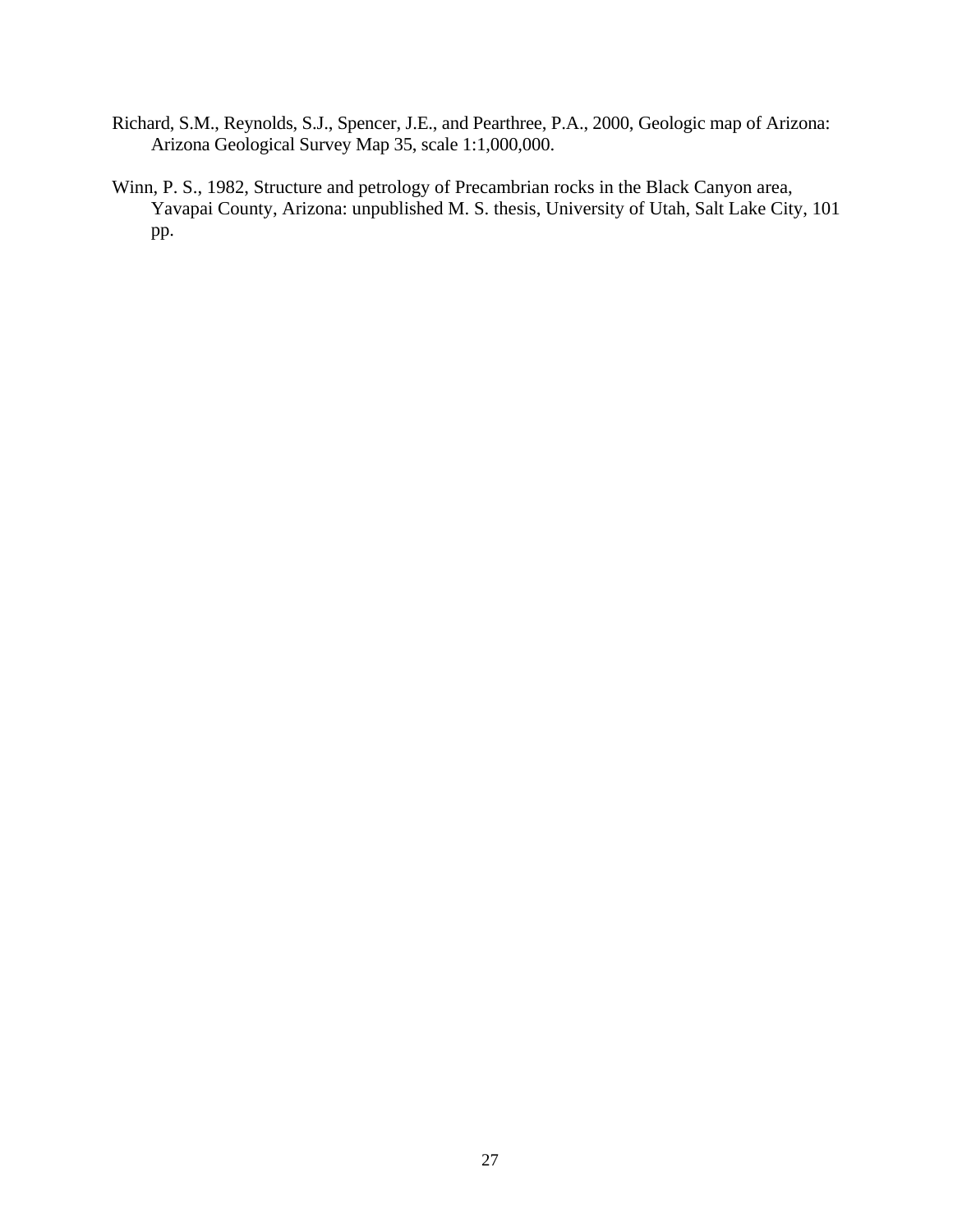Richard, S.M., Reynolds, S.J., Spencer, J.E., and Pearthree, P.A., 2000, Geologic map of Arizona: Arizona Geological Survey Map 35, scale 1:1,000,000.

Winn, P. S., 1982, Structure and petrology of Precambrian rocks in the Black Canyon area, Yavapai County, Arizona: unpublished M. S. thesis, University of Utah, Salt Lake City, 101 pp.